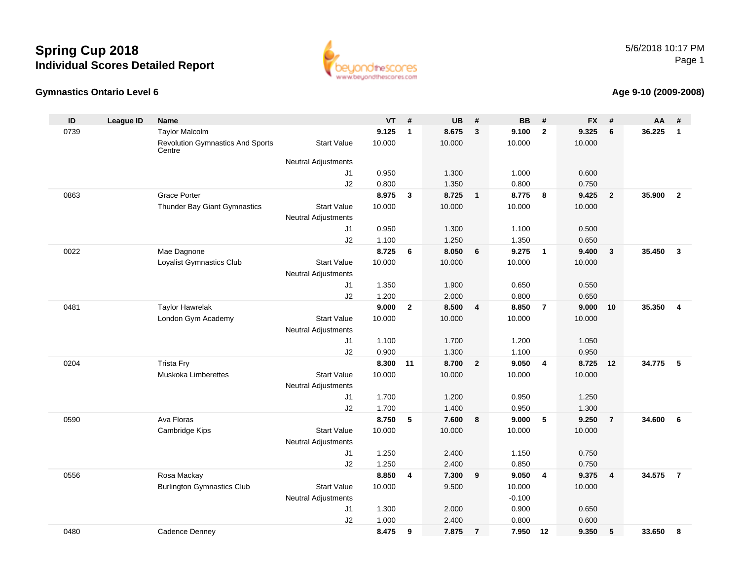# Spring Cup 2018
## Individual Scores Detailed Report

5/6/2018 10:17 PM

### Gymnastics Ontario Level 6

### Age 9-10 (2009-2008)

| ID | League ID | Name | | | VT | # | UB | # | BB | # | FX | # | AA | # |
|---|---|---|---|---|---|---|---|---|---|---|---|---|---|---|
| 0739 | | Taylor Malcolm | | | **9.125** | **1** | **8.675** | **3** | **9.100** | **2** | **9.325** | **6** | **36.225** | **1** |
| | | Revolution Gymnastics And Sports Centre | Start Value | | 10.000 | | 10.000 | | 10.000 | | 10.000 | | | |
| | | | Neutral Adjustments | | | | | | | | | | | |
| | | | | J1 | 0.950 | | 1.300 | | 1.000 | | 0.600 | | | |
| | | | | J2 | 0.800 | | 1.350 | | 0.800 | | 0.750 | | | |
| 0863 | | Grace Porter | | | **8.975** | **3** | **8.725** | **1** | **8.775** | **8** | **9.425** | **2** | **35.900** | **2** |
| | | Thunder Bay Giant Gymnastics | Start Value | | 10.000 | | 10.000 | | 10.000 | | 10.000 | | | |
| | | | Neutral Adjustments | | | | | | | | | | | |
| | | | | J1 | 0.950 | | 1.300 | | 1.100 | | 0.500 | | | |
| | | | | J2 | 1.100 | | 1.250 | | 1.350 | | 0.650 | | | |
| 0022 | | Mae Dagnone | | | **8.725** | **6** | **8.050** | **6** | **9.275** | **1** | **9.400** | **3** | **35.450** | **3** |
| | | Loyalist Gymnastics Club | Start Value | | 10.000 | | 10.000 | | 10.000 | | 10.000 | | | |
| | | | Neutral Adjustments | | | | | | | | | | | |
| | | | | J1 | 1.350 | | 1.900 | | 0.650 | | 0.550 | | | |
| | | | | J2 | 1.200 | | 2.000 | | 0.800 | | 0.650 | | | |
| 0481 | | Taylor Hawrelak | | | **9.000** | **2** | **8.500** | **4** | **8.850** | **7** | **9.000** | **10** | **35.350** | **4** |
| | | London Gym Academy | Start Value | | 10.000 | | 10.000 | | 10.000 | | 10.000 | | | |
| | | | Neutral Adjustments | | | | | | | | | | | |
| | | | | J1 | 1.100 | | 1.700 | | 1.200 | | 1.050 | | | |
| | | | | J2 | 0.900 | | 1.300 | | 1.100 | | 0.950 | | | |
| 0204 | | Trista Fry | | | **8.300** | **11** | **8.700** | **2** | **9.050** | **4** | **8.725** | **12** | **34.775** | **5** |
| | | Muskoka Limberettes | Start Value | | 10.000 | | 10.000 | | 10.000 | | 10.000 | | | |
| | | | Neutral Adjustments | | | | | | | | | | | |
| | | | | J1 | 1.700 | | 1.200 | | 0.950 | | 1.250 | | | |
| | | | | J2 | 1.700 | | 1.400 | | 0.950 | | 1.300 | | | |
| 0590 | | Ava Floras | | | **8.750** | **5** | **7.600** | **8** | **9.000** | **5** | **9.250** | **7** | **34.600** | **6** |
| | | Cambridge Kips | Start Value | | 10.000 | | 10.000 | | 10.000 | | 10.000 | | | |
| | | | Neutral Adjustments | | | | | | | | | | | |
| | | | | J1 | 1.250 | | 2.400 | | 1.150 | | 0.750 | | | |
| | | | | J2 | 1.250 | | 2.400 | | 0.850 | | 0.750 | | | |
| 0556 | | Rosa Mackay | | | **8.850** | **4** | **7.300** | **9** | **9.050** | **4** | **9.375** | **4** | **34.575** | **7** |
| | | Burlington Gymnastics Club | Start Value | | 10.000 | | 9.500 | | 10.000 | | 10.000 | | | |
| | | | Neutral Adjustments | | | | | | -0.100 | | | | | |
| | | | | J1 | 1.300 | | 2.000 | | 0.900 | | 0.650 | | | |
| | | | | J2 | 1.000 | | 2.400 | | 0.800 | | 0.600 | | | |
| 0480 | | Cadence Denney | | | **8.475** | **9** | **7.875** | **7** | **7.950** | **12** | **9.350** | **5** | **33.650** | **8** |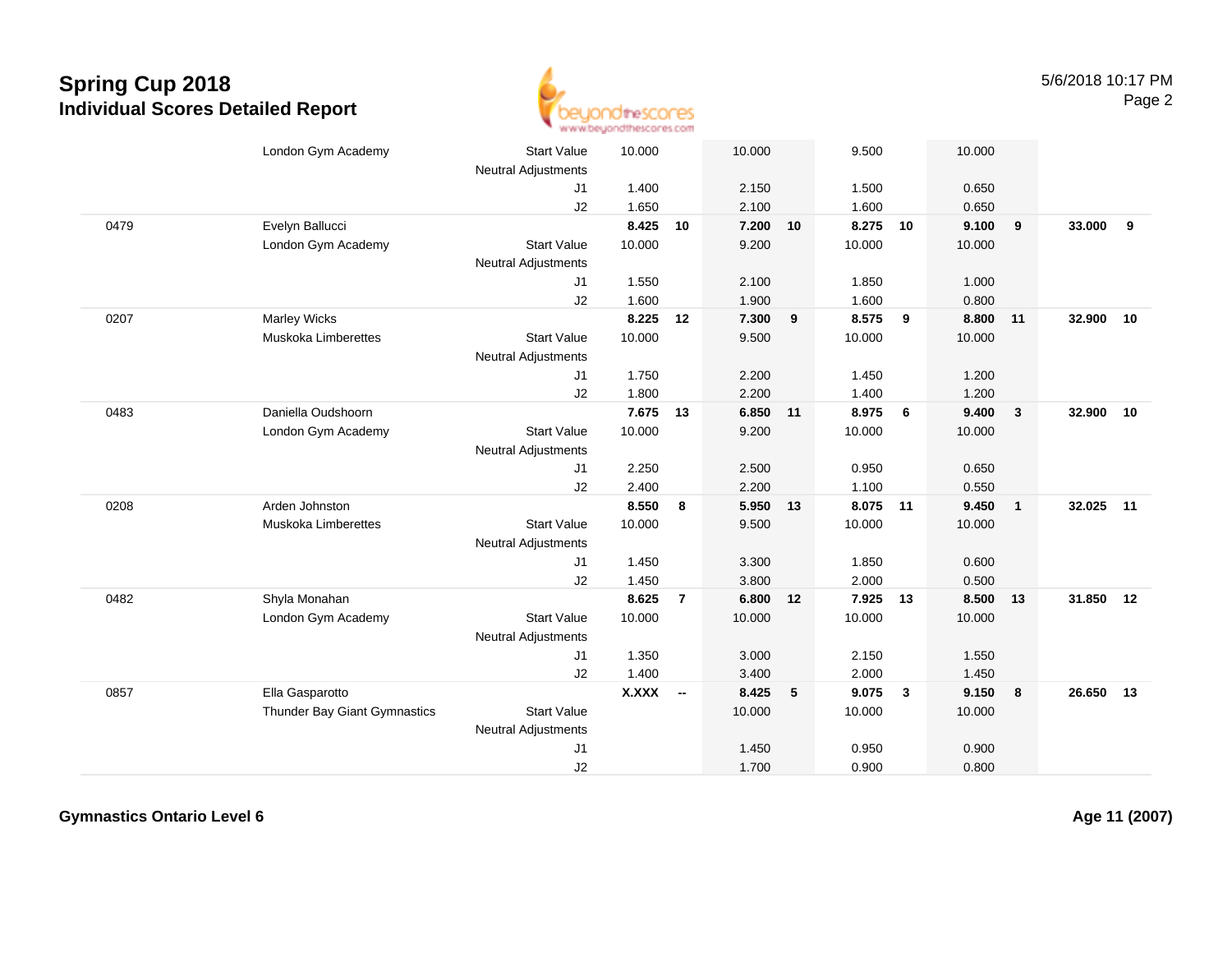# Spring Cup 2018
## Individual Scores Detailed Report

5/6/2018 10:17 PM

| # | Name / Club | | Vault | Rank | Bars | Rank | Beam | Rank | Floor | Rank | AA | Rank |
|---|---|---|---|---|---|---|---|---|---|---|---|---|
| | London Gym Academy | Start Value | 10.000 | | 10.000 | | 9.500 | | 10.000 | | | |
| | | Neutral Adjustments | | | | | | | | | | |
| | | J1 | 1.400 | | 2.150 | | 1.500 | | 0.650 | | | |
| | | J2 | 1.650 | | 2.100 | | 1.600 | | 0.650 | | | |
| 0479 | Evelyn Ballucci | | **8.425** | **10** | **7.200** | **10** | **8.275** | **10** | **9.100** | **9** | **33.000** | **9** |
| | London Gym Academy | Start Value | 10.000 | | 9.200 | | 10.000 | | 10.000 | | | |
| | | Neutral Adjustments | | | | | | | | | | |
| | | J1 | 1.550 | | 2.100 | | 1.850 | | 1.000 | | | |
| | | J2 | 1.600 | | 1.900 | | 1.600 | | 0.800 | | | |
| 0207 | Marley Wicks | | **8.225** | **12** | **7.300** | **9** | **8.575** | **9** | **8.800** | **11** | **32.900** | **10** |
| | Muskoka Limberettes | Start Value | 10.000 | | 9.500 | | 10.000 | | 10.000 | | | |
| | | Neutral Adjustments | | | | | | | | | | |
| | | J1 | 1.750 | | 2.200 | | 1.450 | | 1.200 | | | |
| | | J2 | 1.800 | | 2.200 | | 1.400 | | 1.200 | | | |
| 0483 | Daniella Oudshoorn | | **7.675** | **13** | **6.850** | **11** | **8.975** | **6** | **9.400** | **3** | **32.900** | **10** |
| | London Gym Academy | Start Value | 10.000 | | 9.200 | | 10.000 | | 10.000 | | | |
| | | Neutral Adjustments | | | | | | | | | | |
| | | J1 | 2.250 | | 2.500 | | 0.950 | | 0.650 | | | |
| | | J2 | 2.400 | | 2.200 | | 1.100 | | 0.550 | | | |
| 0208 | Arden Johnston | | **8.550** | **8** | **5.950** | **13** | **8.075** | **11** | **9.450** | **1** | **32.025** | **11** |
| | Muskoka Limberettes | Start Value | 10.000 | | 9.500 | | 10.000 | | 10.000 | | | |
| | | Neutral Adjustments | | | | | | | | | | |
| | | J1 | 1.450 | | 3.300 | | 1.850 | | 0.600 | | | |
| | | J2 | 1.450 | | 3.800 | | 2.000 | | 0.500 | | | |
| 0482 | Shyla Monahan | | **8.625** | **7** | **6.800** | **12** | **7.925** | **13** | **8.500** | **13** | **31.850** | **12** |
| | London Gym Academy | Start Value | 10.000 | | 10.000 | | 10.000 | | 10.000 | | | |
| | | Neutral Adjustments | | | | | | | | | | |
| | | J1 | 1.350 | | 3.000 | | 2.150 | | 1.550 | | | |
| | | J2 | 1.400 | | 3.400 | | 2.000 | | 1.450 | | | |
| 0857 | Ella Gasparotto | | **X.XXX** | **--** | **8.425** | **5** | **9.075** | **3** | **9.150** | **8** | **26.650** | **13** |
| | Thunder Bay Giant Gymnastics | Start Value | | | 10.000 | | 10.000 | | 10.000 | | | |
| | | Neutral Adjustments | | | | | | | | | | |
| | | J1 | | | 1.450 | | 0.950 | | 0.900 | | | |
| | | J2 | | | 1.700 | | 0.900 | | 0.800 | | | |

**Gymnastics Ontario Level 6** | **Age 11 (2007)**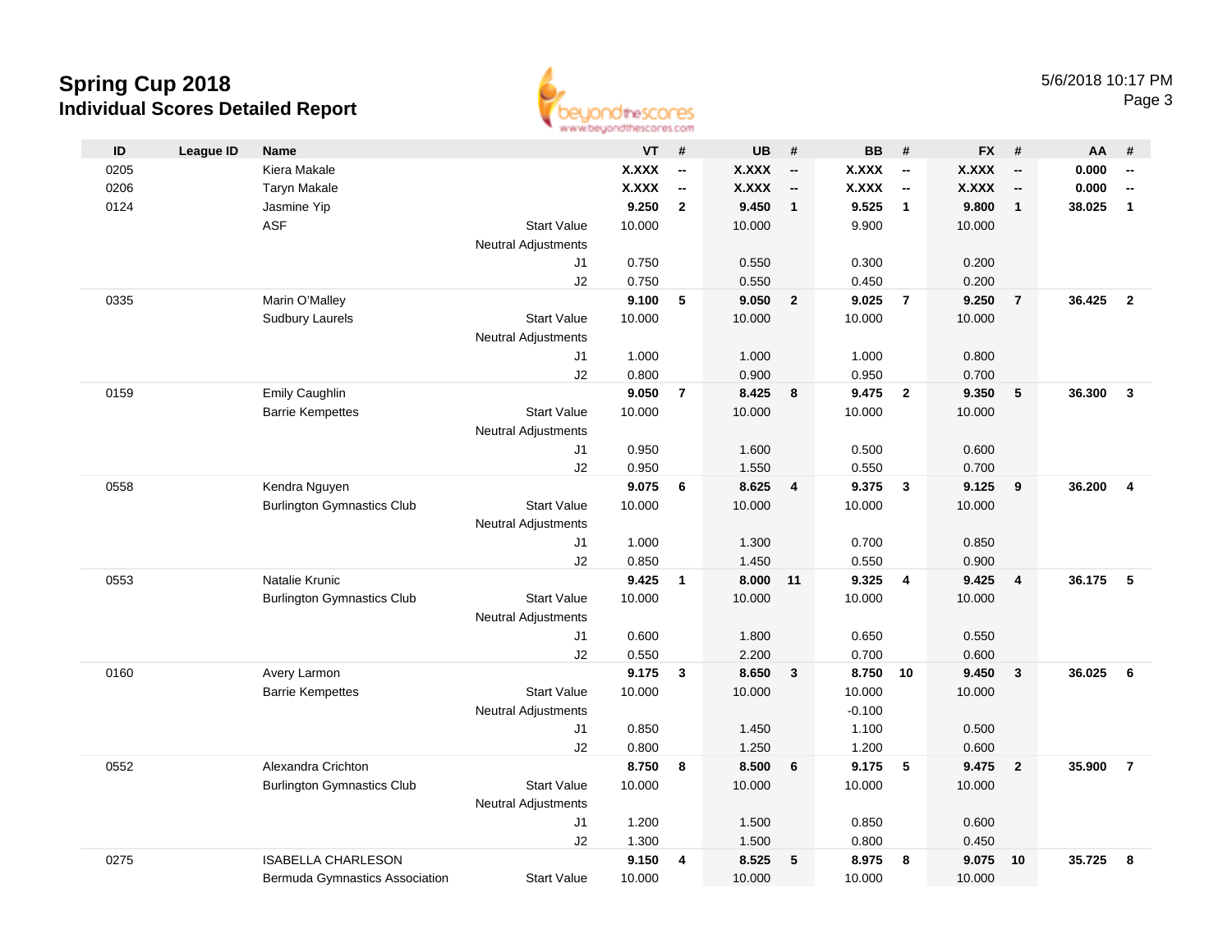# Spring Cup 2018

## Individual Scores Detailed Report

5/6/2018 10:17 PM

| ID | League ID | Name | | VT | # | UB | # | BB | # | FX | # | AA | # |
|---|---|---|---|---|---|---|---|---|---|---|---|---|---|
| 0205 | | Kiera Makale | | **X.XXX** | **--** | **X.XXX** | **--** | **X.XXX** | **--** | **X.XXX** | **--** | **0.000** | **--** |
| 0206 | | Taryn Makale | | **X.XXX** | **--** | **X.XXX** | **--** | **X.XXX** | **--** | **X.XXX** | **--** | **0.000** | **--** |
| 0124 | | Jasmine Yip | | **9.250** | **2** | **9.450** | **1** | **9.525** | **1** | **9.800** | **1** | **38.025** | **1** |
| | | ASF | Start Value | 10.000 | | 10.000 | | 9.900 | | 10.000 | | | |
| | | | Neutral Adjustments | | | | | | | | | | |
| | | | J1 | 0.750 | | 0.550 | | 0.300 | | 0.200 | | | |
| | | | J2 | 0.750 | | 0.550 | | 0.450 | | 0.200 | | | |
| 0335 | | Marin O'Malley | | **9.100** | **5** | **9.050** | **2** | **9.025** | **7** | **9.250** | **7** | **36.425** | **2** |
| | | Sudbury Laurels | Start Value | 10.000 | | 10.000 | | 10.000 | | 10.000 | | | |
| | | | Neutral Adjustments | | | | | | | | | | |
| | | | J1 | 1.000 | | 1.000 | | 1.000 | | 0.800 | | | |
| | | | J2 | 0.800 | | 0.900 | | 0.950 | | 0.700 | | | |
| 0159 | | Emily Caughlin | | **9.050** | **7** | **8.425** | **8** | **9.475** | **2** | **9.350** | **5** | **36.300** | **3** |
| | | Barrie Kempettes | Start Value | 10.000 | | 10.000 | | 10.000 | | 10.000 | | | |
| | | | Neutral Adjustments | | | | | | | | | | |
| | | | J1 | 0.950 | | 1.600 | | 0.500 | | 0.600 | | | |
| | | | J2 | 0.950 | | 1.550 | | 0.550 | | 0.700 | | | |
| 0558 | | Kendra Nguyen | | **9.075** | **6** | **8.625** | **4** | **9.375** | **3** | **9.125** | **9** | **36.200** | **4** |
| | | Burlington Gymnastics Club | Start Value | 10.000 | | 10.000 | | 10.000 | | 10.000 | | | |
| | | | Neutral Adjustments | | | | | | | | | | |
| | | | J1 | 1.000 | | 1.300 | | 0.700 | | 0.850 | | | |
| | | | J2 | 0.850 | | 1.450 | | 0.550 | | 0.900 | | | |
| 0553 | | Natalie Krunic | | **9.425** | **1** | **8.000** | **11** | **9.325** | **4** | **9.425** | **4** | **36.175** | **5** |
| | | Burlington Gymnastics Club | Start Value | 10.000 | | 10.000 | | 10.000 | | 10.000 | | | |
| | | | Neutral Adjustments | | | | | | | | | | |
| | | | J1 | 0.600 | | 1.800 | | 0.650 | | 0.550 | | | |
| | | | J2 | 0.550 | | 2.200 | | 0.700 | | 0.600 | | | |
| 0160 | | Avery Larmon | | **9.175** | **3** | **8.650** | **3** | **8.750** | **10** | **9.450** | **3** | **36.025** | **6** |
| | | Barrie Kempettes | Start Value | 10.000 | | 10.000 | | 10.000 | | 10.000 | | | |
| | | | Neutral Adjustments | | | | | -0.100 | | | | | |
| | | | J1 | 0.850 | | 1.450 | | 1.100 | | 0.500 | | | |
| | | | J2 | 0.800 | | 1.250 | | 1.200 | | 0.600 | | | |
| 0552 | | Alexandra Crichton | | **8.750** | **8** | **8.500** | **6** | **9.175** | **5** | **9.475** | **2** | **35.900** | **7** |
| | | Burlington Gymnastics Club | Start Value | 10.000 | | 10.000 | | 10.000 | | 10.000 | | | |
| | | | Neutral Adjustments | | | | | | | | | | |
| | | | J1 | 1.200 | | 1.500 | | 0.850 | | 0.600 | | | |
| | | | J2 | 1.300 | | 1.500 | | 0.800 | | 0.450 | | | |
| 0275 | | ISABELLA CHARLESON | | **9.150** | **4** | **8.525** | **5** | **8.975** | **8** | **9.075** | **10** | **35.725** | **8** |
| | | Bermuda Gymnastics Association | Start Value | 10.000 | | 10.000 | | 10.000 | | 10.000 | | | |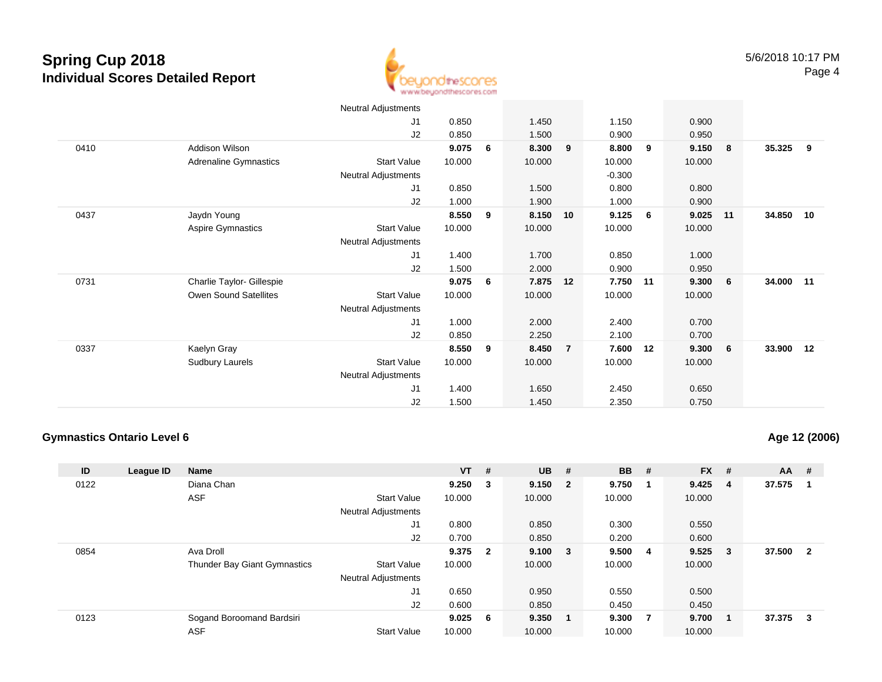# Spring Cup 2018

## Individual Scores Detailed Report

| ID | League ID | Name | | VT | # | UB | # | BB | # | FX | # | AA | # |
|---|---|---|---|---|---|---|---|---|---|---|---|---|---|
| | | | Neutral Adjustments | | | | | | | | | | |
| | | | J1 | 0.850 | | 1.450 | | 1.150 | | 0.900 | | | |
| | | | J2 | 0.850 | | 1.500 | | 0.900 | | 0.950 | | | |
| 0410 | | Addison Wilson | | **9.075** | **6** | **8.300** | **9** | **8.800** | **9** | **9.150** | **8** | **35.325** | **9** |
| | | Adrenaline Gymnastics | Start Value | 10.000 | | 10.000 | | 10.000 | | 10.000 | | | |
| | | | Neutral Adjustments | | | | | -0.300 | | | | | |
| | | | J1 | 0.850 | | 1.500 | | 0.800 | | 0.800 | | | |
| | | | J2 | 1.000 | | 1.900 | | 1.000 | | 0.900 | | | |
| 0437 | | Jaydn Young | | **8.550** | **9** | **8.150** | **10** | **9.125** | **6** | **9.025** | **11** | **34.850** | **10** |
| | | Aspire Gymnastics | Start Value | 10.000 | | 10.000 | | 10.000 | | 10.000 | | | |
| | | | Neutral Adjustments | | | | | | | | | | |
| | | | J1 | 1.400 | | 1.700 | | 0.850 | | 1.000 | | | |
| | | | J2 | 1.500 | | 2.000 | | 0.900 | | 0.950 | | | |
| 0731 | | Charlie Taylor- Gillespie | | **9.075** | **6** | **7.875** | **12** | **7.750** | **11** | **9.300** | **6** | **34.000** | **11** |
| | | Owen Sound Satellites | Start Value | 10.000 | | 10.000 | | 10.000 | | 10.000 | | | |
| | | | Neutral Adjustments | | | | | | | | | | |
| | | | J1 | 1.000 | | 2.000 | | 2.400 | | 0.700 | | | |
| | | | J2 | 0.850 | | 2.250 | | 2.100 | | 0.700 | | | |
| 0337 | | Kaelyn Gray | | **8.550** | **9** | **8.450** | **7** | **7.600** | **12** | **9.300** | **6** | **33.900** | **12** |
| | | Sudbury Laurels | Start Value | 10.000 | | 10.000 | | 10.000 | | 10.000 | | | |
| | | | Neutral Adjustments | | | | | | | | | | |
| | | | J1 | 1.400 | | 1.650 | | 2.450 | | 0.650 | | | |
| | | | J2 | 1.500 | | 1.450 | | 2.350 | | 0.750 | | | |

### Gymnastics Ontario Level 6

**Age 12 (2006)**

| ID | League ID | Name | | VT | # | UB | # | BB | # | FX | # | AA | # |
|---|---|---|---|---|---|---|---|---|---|---|---|---|---|
| 0122 | | Diana Chan | | **9.250** | **3** | **9.150** | **2** | **9.750** | **1** | **9.425** | **4** | **37.575** | **1** |
| | | ASF | Start Value | 10.000 | | 10.000 | | 10.000 | | 10.000 | | | |
| | | | Neutral Adjustments | | | | | | | | | | |
| | | | J1 | 0.800 | | 0.850 | | 0.300 | | 0.550 | | | |
| | | | J2 | 0.700 | | 0.850 | | 0.200 | | 0.600 | | | |
| 0854 | | Ava Droll | | **9.375** | **2** | **9.100** | **3** | **9.500** | **4** | **9.525** | **3** | **37.500** | **2** |
| | | Thunder Bay Giant Gymnastics | Start Value | 10.000 | | 10.000 | | 10.000 | | 10.000 | | | |
| | | | Neutral Adjustments | | | | | | | | | | |
| | | | J1 | 0.650 | | 0.950 | | 0.550 | | 0.500 | | | |
| | | | J2 | 0.600 | | 0.850 | | 0.450 | | 0.450 | | | |
| 0123 | | Sogand Boroomand Bardsiri | | **9.025** | **6** | **9.350** | **1** | **9.300** | **7** | **9.700** | **1** | **37.375** | **3** |
| | | ASF | Start Value | 10.000 | | 10.000 | | 10.000 | | 10.000 | | | |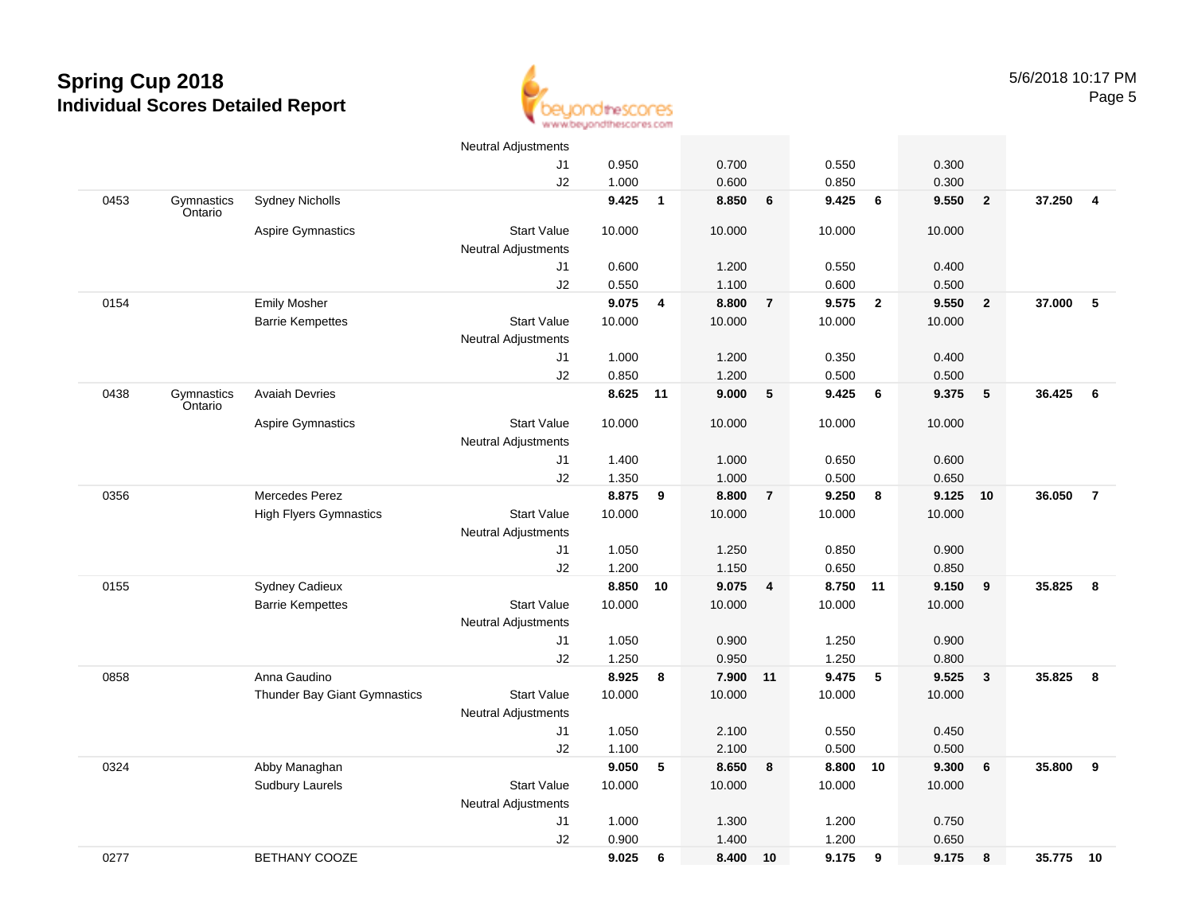# Spring Cup 2018

## Individual Scores Detailed Report

5/6/2018 10:17 PM

| # | Org | Name / Club | | Vault | Rank | Bars | Rank | Beam | Rank | Floor | Rank | AA | Rank |
|---|---|---|---|---|---|---|---|---|---|---|---|---|---|
| | | | Neutral Adjustments | | | | | | | | | | |
| | | | J1 | 0.950 | | 0.700 | | 0.550 | | 0.300 | | | |
| | | | J2 | 1.000 | | 0.600 | | 0.850 | | 0.300 | | | |
| 0453 | Gymnastics Ontario | Sydney Nicholls | | 9.425 | 1 | 8.850 | 6 | 9.425 | 6 | 9.550 | 2 | 37.250 | 4 |
| | | Aspire Gymnastics | Start Value | 10.000 | | 10.000 | | 10.000 | | 10.000 | | | |
| | | | Neutral Adjustments | | | | | | | | | | |
| | | | J1 | 0.600 | | 1.200 | | 0.550 | | 0.400 | | | |
| | | | J2 | 0.550 | | 1.100 | | 0.600 | | 0.500 | | | |
| 0154 | | Emily Mosher | | 9.075 | 4 | 8.800 | 7 | 9.575 | 2 | 9.550 | 2 | 37.000 | 5 |
| | | Barrie Kempettes | Start Value | 10.000 | | 10.000 | | 10.000 | | 10.000 | | | |
| | | | Neutral Adjustments | | | | | | | | | | |
| | | | J1 | 1.000 | | 1.200 | | 0.350 | | 0.400 | | | |
| | | | J2 | 0.850 | | 1.200 | | 0.500 | | 0.500 | | | |
| 0438 | Gymnastics Ontario | Avaiah Devries | | 8.625 | 11 | 9.000 | 5 | 9.425 | 6 | 9.375 | 5 | 36.425 | 6 |
| | | Aspire Gymnastics | Start Value | 10.000 | | 10.000 | | 10.000 | | 10.000 | | | |
| | | | Neutral Adjustments | | | | | | | | | | |
| | | | J1 | 1.400 | | 1.000 | | 0.650 | | 0.600 | | | |
| | | | J2 | 1.350 | | 1.000 | | 0.500 | | 0.650 | | | |
| 0356 | | Mercedes Perez | | 8.875 | 9 | 8.800 | 7 | 9.250 | 8 | 9.125 | 10 | 36.050 | 7 |
| | | High Flyers Gymnastics | Start Value | 10.000 | | 10.000 | | 10.000 | | 10.000 | | | |
| | | | Neutral Adjustments | | | | | | | | | | |
| | | | J1 | 1.050 | | 1.250 | | 0.850 | | 0.900 | | | |
| | | | J2 | 1.200 | | 1.150 | | 0.650 | | 0.850 | | | |
| 0155 | | Sydney Cadieux | | 8.850 | 10 | 9.075 | 4 | 8.750 | 11 | 9.150 | 9 | 35.825 | 8 |
| | | Barrie Kempettes | Start Value | 10.000 | | 10.000 | | 10.000 | | 10.000 | | | |
| | | | Neutral Adjustments | | | | | | | | | | |
| | | | J1 | 1.050 | | 0.900 | | 1.250 | | 0.900 | | | |
| | | | J2 | 1.250 | | 0.950 | | 1.250 | | 0.800 | | | |
| 0858 | | Anna Gaudino | | 8.925 | 8 | 7.900 | 11 | 9.475 | 5 | 9.525 | 3 | 35.825 | 8 |
| | | Thunder Bay Giant Gymnastics | Start Value | 10.000 | | 10.000 | | 10.000 | | 10.000 | | | |
| | | | Neutral Adjustments | | | | | | | | | | |
| | | | J1 | 1.050 | | 2.100 | | 0.550 | | 0.450 | | | |
| | | | J2 | 1.100 | | 2.100 | | 0.500 | | 0.500 | | | |
| 0324 | | Abby Managhan | | 9.050 | 5 | 8.650 | 8 | 8.800 | 10 | 9.300 | 6 | 35.800 | 9 |
| | | Sudbury Laurels | Start Value | 10.000 | | 10.000 | | 10.000 | | 10.000 | | | |
| | | | Neutral Adjustments | | | | | | | | | | |
| | | | J1 | 1.000 | | 1.300 | | 1.200 | | 0.750 | | | |
| | | | J2 | 0.900 | | 1.400 | | 1.200 | | 0.650 | | | |
| 0277 | | BETHANY COOZE | | 9.025 | 6 | 8.400 | 10 | 9.175 | 9 | 9.175 | 8 | 35.775 | 10 |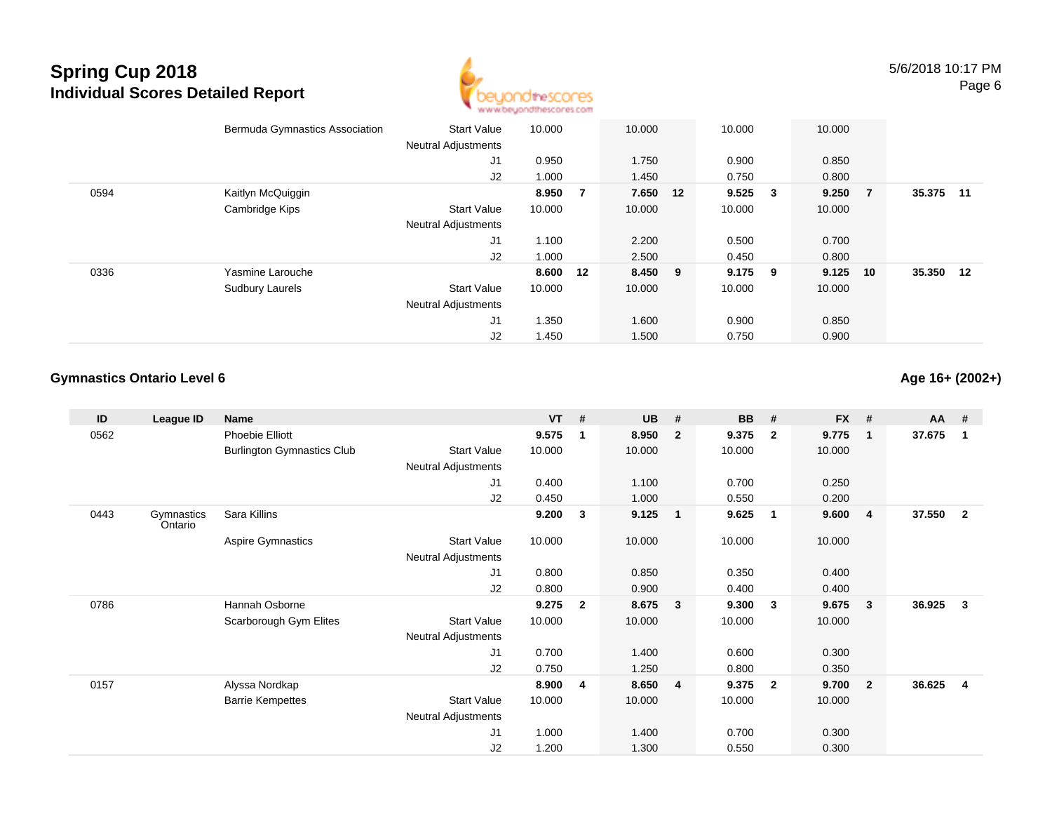# Spring Cup 2018
## Individual Scores Detailed Report

5/6/2018 10:17 PM

| ID | League ID | Name | | VT | # | UB | # | BB | # | FX | # | AA | # |
|---|---|---|---|---|---|---|---|---|---|---|---|---|---|
| | | Bermuda Gymnastics Association | Start Value | 10.000 | | 10.000 | | 10.000 | | 10.000 | | | |
| | | | Neutral Adjustments | | | | | | | | | | |
| | | | J1 | 0.950 | | 1.750 | | 0.900 | | 0.850 | | | |
| | | | J2 | 1.000 | | 1.450 | | 0.750 | | 0.800 | | | |
| 0594 | | Kaitlyn McQuiggin | | **8.950** | **7** | **7.650** | **12** | **9.525** | **3** | **9.250** | **7** | **35.375** | **11** |
| | | Cambridge Kips | Start Value | 10.000 | | 10.000 | | 10.000 | | 10.000 | | | |
| | | | Neutral Adjustments | | | | | | | | | | |
| | | | J1 | 1.100 | | 2.200 | | 0.500 | | 0.700 | | | |
| | | | J2 | 1.000 | | 2.500 | | 0.450 | | 0.800 | | | |
| 0336 | | Yasmine Larouche | | **8.600** | **12** | **8.450** | **9** | **9.175** | **9** | **9.125** | **10** | **35.350** | **12** |
| | | Sudbury Laurels | Start Value | 10.000 | | 10.000 | | 10.000 | | 10.000 | | | |
| | | | Neutral Adjustments | | | | | | | | | | |
| | | | J1 | 1.350 | | 1.600 | | 0.900 | | 0.850 | | | |
| | | | J2 | 1.450 | | 1.500 | | 0.750 | | 0.900 | | | |

### Gymnastics Ontario Level 6

**Age 16+ (2002+)**

| ID | League ID | Name | | VT | # | UB | # | BB | # | FX | # | AA | # |
|---|---|---|---|---|---|---|---|---|---|---|---|---|---|
| 0562 | | Phoebie Elliott | | **9.575** | **1** | **8.950** | **2** | **9.375** | **2** | **9.775** | **1** | **37.675** | **1** |
| | | Burlington Gymnastics Club | Start Value | 10.000 | | 10.000 | | 10.000 | | 10.000 | | | |
| | | | Neutral Adjustments | | | | | | | | | | |
| | | | J1 | 0.400 | | 1.100 | | 0.700 | | 0.250 | | | |
| | | | J2 | 0.450 | | 1.000 | | 0.550 | | 0.200 | | | |
| 0443 | Gymnastics Ontario | Sara Killins | | **9.200** | **3** | **9.125** | **1** | **9.625** | **1** | **9.600** | **4** | **37.550** | **2** |
| | | Aspire Gymnastics | Start Value | 10.000 | | 10.000 | | 10.000 | | 10.000 | | | |
| | | | Neutral Adjustments | | | | | | | | | | |
| | | | J1 | 0.800 | | 0.850 | | 0.350 | | 0.400 | | | |
| | | | J2 | 0.800 | | 0.900 | | 0.400 | | 0.400 | | | |
| 0786 | | Hannah Osborne | | **9.275** | **2** | **8.675** | **3** | **9.300** | **3** | **9.675** | **3** | **36.925** | **3** |
| | | Scarborough Gym Elites | Start Value | 10.000 | | 10.000 | | 10.000 | | 10.000 | | | |
| | | | Neutral Adjustments | | | | | | | | | | |
| | | | J1 | 0.700 | | 1.400 | | 0.600 | | 0.300 | | | |
| | | | J2 | 0.750 | | 1.250 | | 0.800 | | 0.350 | | | |
| 0157 | | Alyssa Nordkap | | **8.900** | **4** | **8.650** | **4** | **9.375** | **2** | **9.700** | **2** | **36.625** | **4** |
| | | Barrie Kempettes | Start Value | 10.000 | | 10.000 | | 10.000 | | 10.000 | | | |
| | | | Neutral Adjustments | | | | | | | | | | |
| | | | J1 | 1.000 | | 1.400 | | 0.700 | | 0.300 | | | |
| | | | J2 | 1.200 | | 1.300 | | 0.550 | | 0.300 | | | |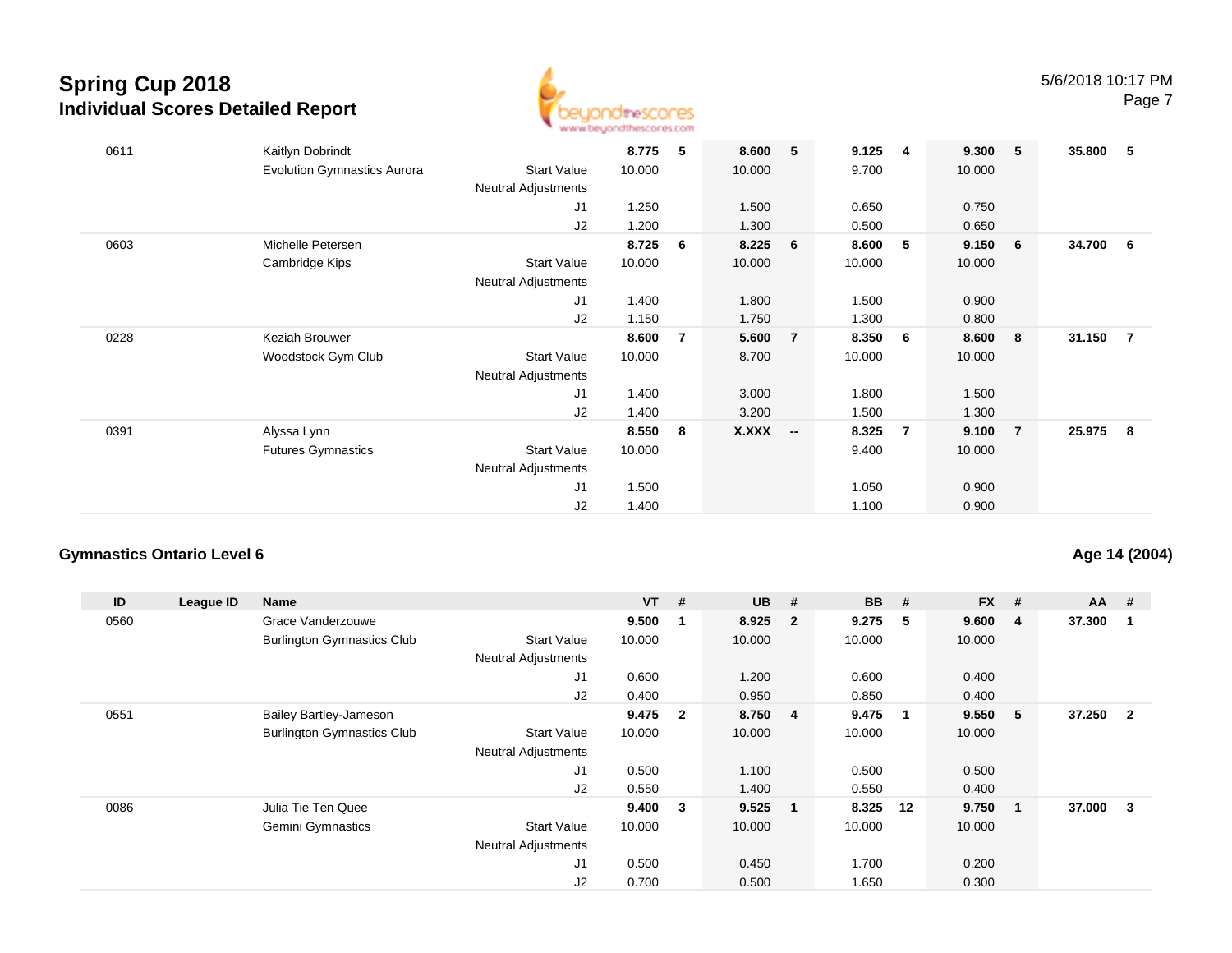| ID | League ID | Name | | VT | # | UB | # | BB | # | FX | # | AA | # |
|---|---|---|---|---|---|---|---|---|---|---|---|---|---|
| 0611 | | Kaitlyn Dobrindt | | **8.775** | **5** | **8.600** | **5** | **9.125** | **4** | **9.300** | **5** | **35.800** | **5** |
| | | Evolution Gymnastics Aurora | Start Value | 10.000 | | 10.000 | | 9.700 | | 10.000 | | | |
| | | | Neutral Adjustments | | | | | | | | | | |
| | | | J1 | 1.250 | | 1.500 | | 0.650 | | 0.750 | | | |
| | | | J2 | 1.200 | | 1.300 | | 0.500 | | 0.650 | | | |
| 0603 | | Michelle Petersen | | **8.725** | **6** | **8.225** | **6** | **8.600** | **5** | **9.150** | **6** | **34.700** | **6** |
| | | Cambridge Kips | Start Value | 10.000 | | 10.000 | | 10.000 | | 10.000 | | | |
| | | | Neutral Adjustments | | | | | | | | | | |
| | | | J1 | 1.400 | | 1.800 | | 1.500 | | 0.900 | | | |
| | | | J2 | 1.150 | | 1.750 | | 1.300 | | 0.800 | | | |
| 0228 | | Keziah Brouwer | | **8.600** | **7** | **5.600** | **7** | **8.350** | **6** | **8.600** | **8** | **31.150** | **7** |
| | | Woodstock Gym Club | Start Value | 10.000 | | 8.700 | | 10.000 | | 10.000 | | | |
| | | | Neutral Adjustments | | | | | | | | | | |
| | | | J1 | 1.400 | | 3.000 | | 1.800 | | 1.500 | | | |
| | | | J2 | 1.400 | | 3.200 | | 1.500 | | 1.300 | | | |
| 0391 | | Alyssa Lynn | | **8.550** | **8** | **X.XXX** | **--** | **8.325** | **7** | **9.100** | **7** | **25.975** | **8** |
| | | Futures Gymnastics | Start Value | 10.000 | | | | 9.400 | | 10.000 | | | |
| | | | Neutral Adjustments | | | | | | | | | | |
| | | | J1 | 1.500 | | | | 1.050 | | 0.900 | | | |
| | | | J2 | 1.400 | | | | 1.100 | | 0.900 | | | |

## Gymnastics Ontario Level 6

**Age 14 (2004)**

| ID | League ID | Name | | VT | # | UB | # | BB | # | FX | # | AA | # |
|---|---|---|---|---|---|---|---|---|---|---|---|---|---|
| 0560 | | Grace Vanderzouwe | | **9.500** | **1** | **8.925** | **2** | **9.275** | **5** | **9.600** | **4** | **37.300** | **1** |
| | | Burlington Gymnastics Club | Start Value | 10.000 | | 10.000 | | 10.000 | | 10.000 | | | |
| | | | Neutral Adjustments | | | | | | | | | | |
| | | | J1 | 0.600 | | 1.200 | | 0.600 | | 0.400 | | | |
| | | | J2 | 0.400 | | 0.950 | | 0.850 | | 0.400 | | | |
| 0551 | | Bailey Bartley-Jameson | | **9.475** | **2** | **8.750** | **4** | **9.475** | **1** | **9.550** | **5** | **37.250** | **2** |
| | | Burlington Gymnastics Club | Start Value | 10.000 | | 10.000 | | 10.000 | | 10.000 | | | |
| | | | Neutral Adjustments | | | | | | | | | | |
| | | | J1 | 0.500 | | 1.100 | | 0.500 | | 0.500 | | | |
| | | | J2 | 0.550 | | 1.400 | | 0.550 | | 0.400 | | | |
| 0086 | | Julia Tie Ten Quee | | **9.400** | **3** | **9.525** | **1** | **8.325** | **12** | **9.750** | **1** | **37.000** | **3** |
| | | Gemini Gymnastics | Start Value | 10.000 | | 10.000 | | 10.000 | | 10.000 | | | |
| | | | Neutral Adjustments | | | | | | | | | | |
| | | | J1 | 0.500 | | 0.450 | | 1.700 | | 0.200 | | | |
| | | | J2 | 0.700 | | 0.500 | | 1.650 | | 0.300 | | | |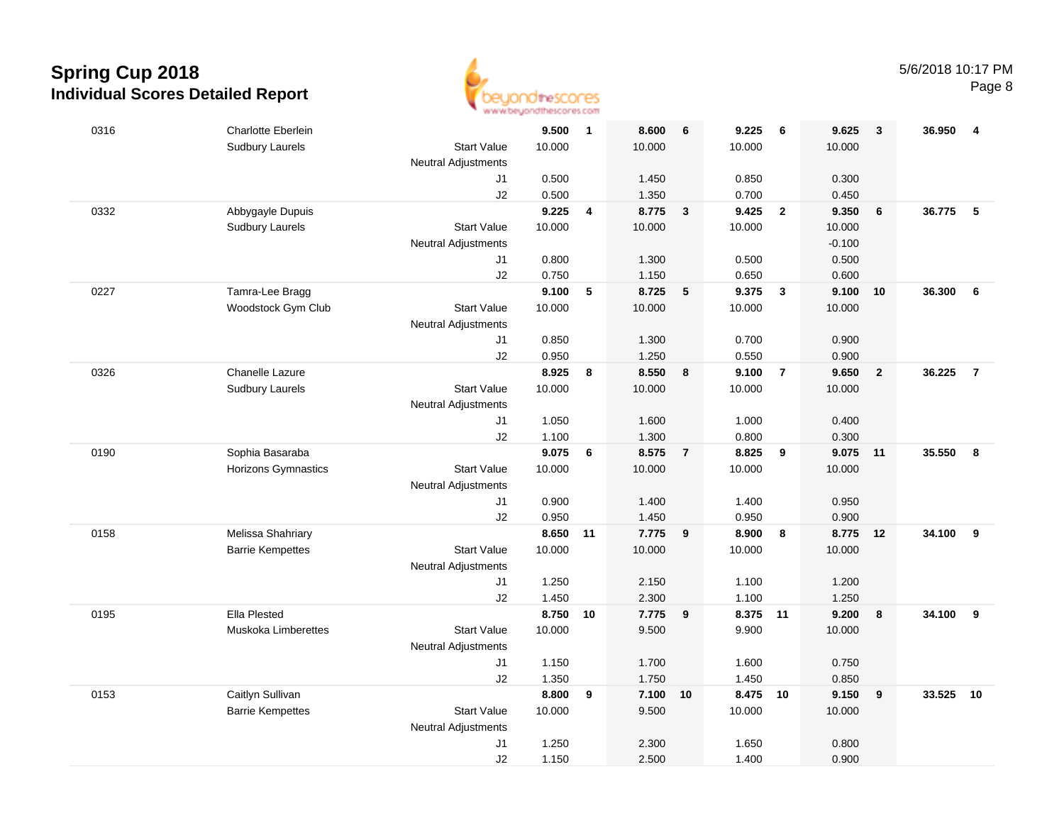# Spring Cup 2018

## Individual Scores Detailed Report

5/6/2018 10:17 PM

| # | Name / Club | | Vault | Rank | Bars | Rank | Beam | Rank | Floor | Rank | AA | Rank |
|---|---|---|---|---|---|---|---|---|---|---|---|---|
| 0316 | Charlotte Eberlein | | **9.500** | **1** | **8.600** | **6** | **9.225** | **6** | **9.625** | **3** | **36.950** | **4** |
| | Sudbury Laurels | Start Value | 10.000 | | 10.000 | | 10.000 | | 10.000 | | | |
| | | Neutral Adjustments | | | | | | | | | | |
| | | J1 | 0.500 | | 1.450 | | 0.850 | | 0.300 | | | |
| | | J2 | 0.500 | | 1.350 | | 0.700 | | 0.450 | | | |
| 0332 | Abbygayle Dupuis | | **9.225** | **4** | **8.775** | **3** | **9.425** | **2** | **9.350** | **6** | **36.775** | **5** |
| | Sudbury Laurels | Start Value | 10.000 | | 10.000 | | 10.000 | | 10.000 | | | |
| | | Neutral Adjustments | | | | | | | -0.100 | | | |
| | | J1 | 0.800 | | 1.300 | | 0.500 | | 0.500 | | | |
| | | J2 | 0.750 | | 1.150 | | 0.650 | | 0.600 | | | |
| 0227 | Tamra-Lee Bragg | | **9.100** | **5** | **8.725** | **5** | **9.375** | **3** | **9.100** | **10** | **36.300** | **6** |
| | Woodstock Gym Club | Start Value | 10.000 | | 10.000 | | 10.000 | | 10.000 | | | |
| | | Neutral Adjustments | | | | | | | | | | |
| | | J1 | 0.850 | | 1.300 | | 0.700 | | 0.900 | | | |
| | | J2 | 0.950 | | 1.250 | | 0.550 | | 0.900 | | | |
| 0326 | Chanelle Lazure | | **8.925** | **8** | **8.550** | **8** | **9.100** | **7** | **9.650** | **2** | **36.225** | **7** |
| | Sudbury Laurels | Start Value | 10.000 | | 10.000 | | 10.000 | | 10.000 | | | |
| | | Neutral Adjustments | | | | | | | | | | |
| | | J1 | 1.050 | | 1.600 | | 1.000 | | 0.400 | | | |
| | | J2 | 1.100 | | 1.300 | | 0.800 | | 0.300 | | | |
| 0190 | Sophia Basaraba | | **9.075** | **6** | **8.575** | **7** | **8.825** | **9** | **9.075** | **11** | **35.550** | **8** |
| | Horizons Gymnastics | Start Value | 10.000 | | 10.000 | | 10.000 | | 10.000 | | | |
| | | Neutral Adjustments | | | | | | | | | | |
| | | J1 | 0.900 | | 1.400 | | 1.400 | | 0.950 | | | |
| | | J2 | 0.950 | | 1.450 | | 0.950 | | 0.900 | | | |
| 0158 | Melissa Shahriary | | **8.650** | **11** | **7.775** | **9** | **8.900** | **8** | **8.775** | **12** | **34.100** | **9** |
| | Barrie Kempettes | Start Value | 10.000 | | 10.000 | | 10.000 | | 10.000 | | | |
| | | Neutral Adjustments | | | | | | | | | | |
| | | J1 | 1.250 | | 2.150 | | 1.100 | | 1.200 | | | |
| | | J2 | 1.450 | | 2.300 | | 1.100 | | 1.250 | | | |
| 0195 | Ella Plested | | **8.750** | **10** | **7.775** | **9** | **8.375** | **11** | **9.200** | **8** | **34.100** | **9** |
| | Muskoka Limberettes | Start Value | 10.000 | | 9.500 | | 9.900 | | 10.000 | | | |
| | | Neutral Adjustments | | | | | | | | | | |
| | | J1 | 1.150 | | 1.700 | | 1.600 | | 0.750 | | | |
| | | J2 | 1.350 | | 1.750 | | 1.450 | | 0.850 | | | |
| 0153 | Caitlyn Sullivan | | **8.800** | **9** | **7.100** | **10** | **8.475** | **10** | **9.150** | **9** | **33.525** | **10** |
| | Barrie Kempettes | Start Value | 10.000 | | 9.500 | | 10.000 | | 10.000 | | | |
| | | Neutral Adjustments | | | | | | | | | | |
| | | J1 | 1.250 | | 2.300 | | 1.650 | | 0.800 | | | |
| | | J2 | 1.150 | | 2.500 | | 1.400 | | 0.900 | | | |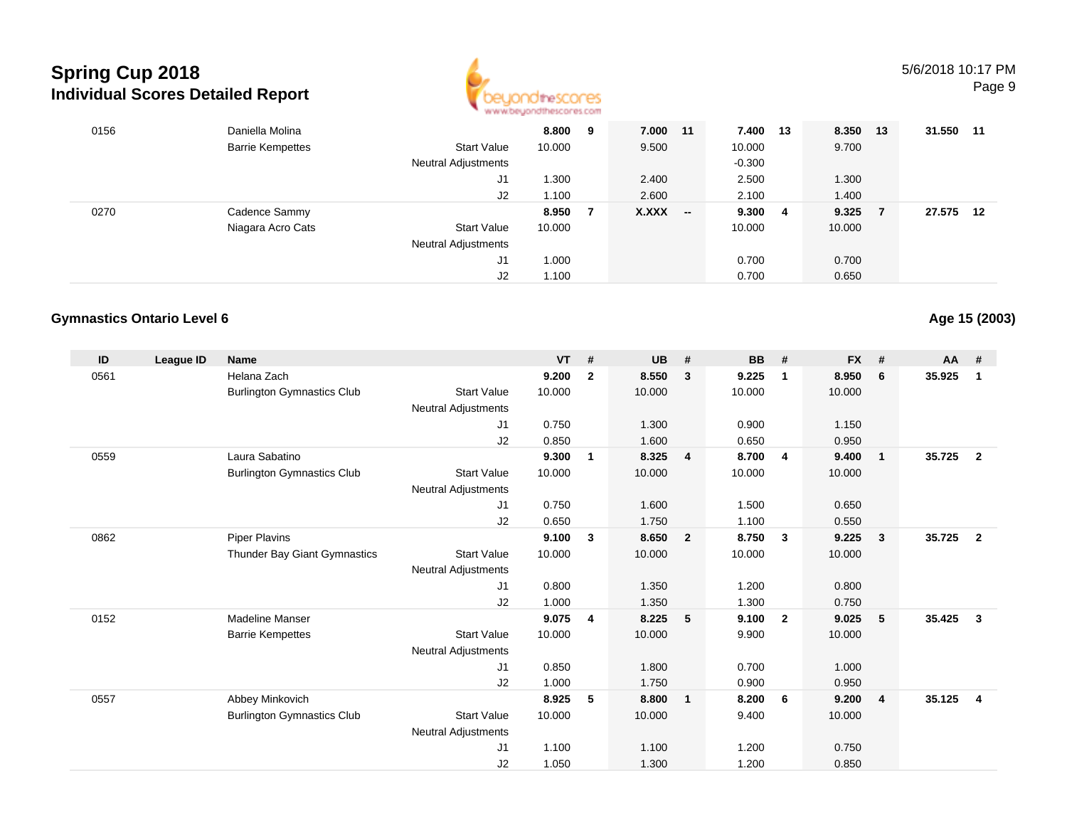# Spring Cup 2018
## Individual Scores Detailed Report

| ID | League ID | Name | | VT | # | UB | # | BB | # | FX | # | AA | # |
|---|---|---|---|---|---|---|---|---|---|---|---|---|---|
| 0156 | | Daniella Molina | | **8.800** | **9** | **7.000** | **11** | **7.400** | **13** | **8.350** | **13** | **31.550** | **11** |
| | | Barrie Kempettes | Start Value | 10.000 | | 9.500 | | 10.000 | | 9.700 | | | |
| | | | Neutral Adjustments | | | | | -0.300 | | | | | |
| | | | J1 | 1.300 | | 2.400 | | 2.500 | | 1.300 | | | |
| | | | J2 | 1.100 | | 2.600 | | 2.100 | | 1.400 | | | |
| 0270 | | Cadence Sammy | | **8.950** | **7** | **X.XXX** | **--** | **9.300** | **4** | **9.325** | **7** | **27.575** | **12** |
| | | Niagara Acro Cats | Start Value | 10.000 | | | | 10.000 | | 10.000 | | | |
| | | | Neutral Adjustments | | | | | | | | | | |
| | | | J1 | 1.000 | | | | 0.700 | | 0.700 | | | |
| | | | J2 | 1.100 | | | | 0.700 | | 0.650 | | | |

### Gymnastics Ontario Level 6

**Age 15 (2003)**

| ID | League ID | Name | | VT | # | UB | # | BB | # | FX | # | AA | # |
|---|---|---|---|---|---|---|---|---|---|---|---|---|---|
| 0561 | | Helana Zach | | **9.200** | **2** | **8.550** | **3** | **9.225** | **1** | **8.950** | **6** | **35.925** | **1** |
| | | Burlington Gymnastics Club | Start Value | 10.000 | | 10.000 | | 10.000 | | 10.000 | | | |
| | | | Neutral Adjustments | | | | | | | | | | |
| | | | J1 | 0.750 | | 1.300 | | 0.900 | | 1.150 | | | |
| | | | J2 | 0.850 | | 1.600 | | 0.650 | | 0.950 | | | |
| 0559 | | Laura Sabatino | | **9.300** | **1** | **8.325** | **4** | **8.700** | **4** | **9.400** | **1** | **35.725** | **2** |
| | | Burlington Gymnastics Club | Start Value | 10.000 | | 10.000 | | 10.000 | | 10.000 | | | |
| | | | Neutral Adjustments | | | | | | | | | | |
| | | | J1 | 0.750 | | 1.600 | | 1.500 | | 0.650 | | | |
| | | | J2 | 0.650 | | 1.750 | | 1.100 | | 0.550 | | | |
| 0862 | | Piper Plavins | | **9.100** | **3** | **8.650** | **2** | **8.750** | **3** | **9.225** | **3** | **35.725** | **2** |
| | | Thunder Bay Giant Gymnastics | Start Value | 10.000 | | 10.000 | | 10.000 | | 10.000 | | | |
| | | | Neutral Adjustments | | | | | | | | | | |
| | | | J1 | 0.800 | | 1.350 | | 1.200 | | 0.800 | | | |
| | | | J2 | 1.000 | | 1.350 | | 1.300 | | 0.750 | | | |
| 0152 | | Madeline Manser | | **9.075** | **4** | **8.225** | **5** | **9.100** | **2** | **9.025** | **5** | **35.425** | **3** |
| | | Barrie Kempettes | Start Value | 10.000 | | 10.000 | | 9.900 | | 10.000 | | | |
| | | | Neutral Adjustments | | | | | | | | | | |
| | | | J1 | 0.850 | | 1.800 | | 0.700 | | 1.000 | | | |
| | | | J2 | 1.000 | | 1.750 | | 0.900 | | 0.950 | | | |
| 0557 | | Abbey Minkovich | | **8.925** | **5** | **8.800** | **1** | **8.200** | **6** | **9.200** | **4** | **35.125** | **4** |
| | | Burlington Gymnastics Club | Start Value | 10.000 | | 10.000 | | 9.400 | | 10.000 | | | |
| | | | Neutral Adjustments | | | | | | | | | | |
| | | | J1 | 1.100 | | 1.100 | | 1.200 | | 0.750 | | | |
| | | | J2 | 1.050 | | 1.300 | | 1.200 | | 0.850 | | | |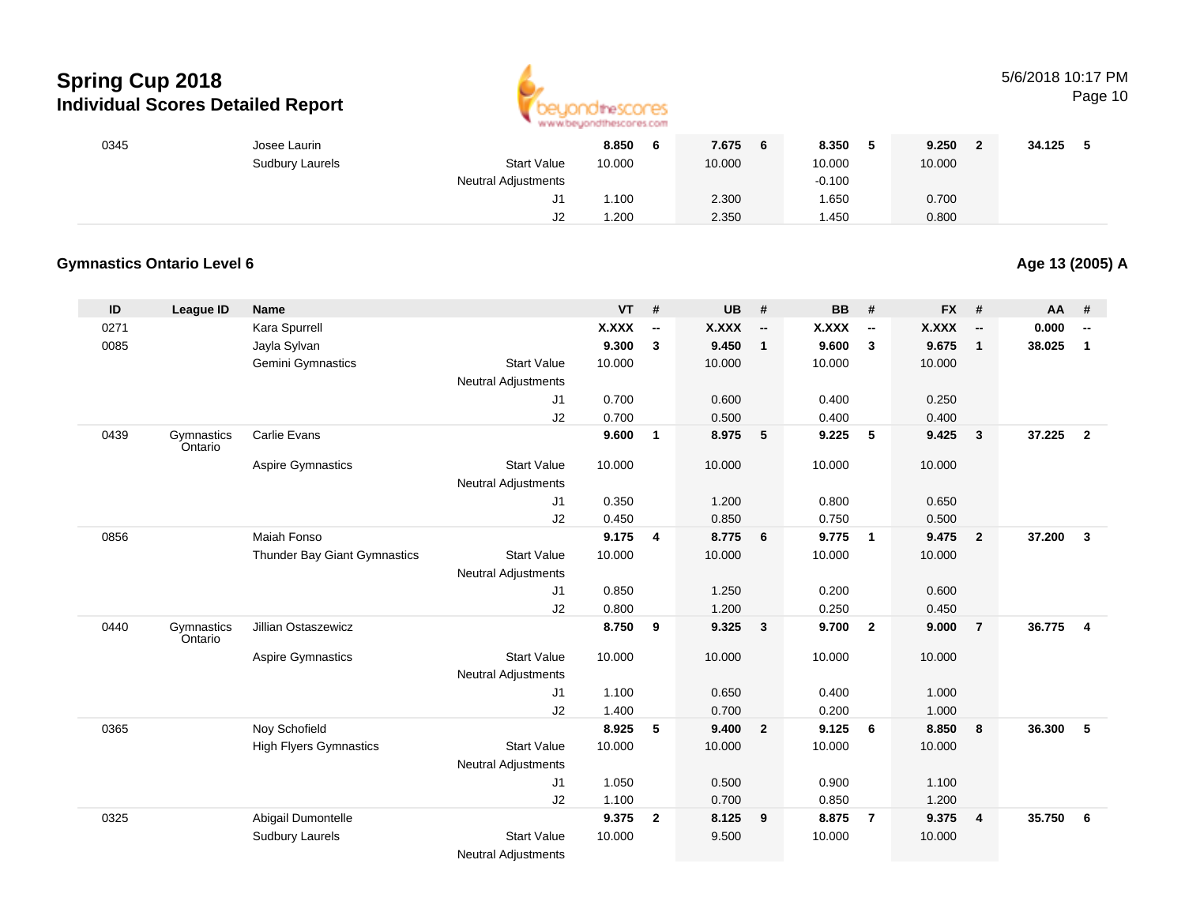| ID | League ID | Name | | VT | # | UB | # | BB | # | FX | # | AA | # |
|---|---|---|---|---|---|---|---|---|---|---|---|---|---|
| 0345 | | Josee Laurin | | **8.850** | **6** | **7.675** | **6** | **8.350** | **5** | **9.250** | **2** | **34.125** | **5** |
| | | Sudbury Laurels | Start Value | 10.000 | | 10.000 | | 10.000 | | 10.000 | | | |
| | | | Neutral Adjustments | | | | | -0.100 | | | | | |
| | | | J1 | 1.100 | | 2.300 | | 1.650 | | 0.700 | | | |
| | | | J2 | 1.200 | | 2.350 | | 1.450 | | 0.800 | | | |

### Gymnastics Ontario Level 6

**Age 13 (2005) A**

| ID | League ID | Name | | VT | # | UB | # | BB | # | FX | # | AA | # |
|---|---|---|---|---|---|---|---|---|---|---|---|---|---|
| 0271 | | Kara Spurrell | | **X.XXX** | **--** | **X.XXX** | **--** | **X.XXX** | **--** | **X.XXX** | **--** | **0.000** | **--** |
| 0085 | | Jayla Sylvan | | **9.300** | **3** | **9.450** | **1** | **9.600** | **3** | **9.675** | **1** | **38.025** | **1** |
| | | Gemini Gymnastics | Start Value | 10.000 | | 10.000 | | 10.000 | | 10.000 | | | |
| | | | Neutral Adjustments | | | | | | | | | | |
| | | | J1 | 0.700 | | 0.600 | | 0.400 | | 0.250 | | | |
| | | | J2 | 0.700 | | 0.500 | | 0.400 | | 0.400 | | | |
| 0439 | Gymnastics Ontario | Carlie Evans | | **9.600** | **1** | **8.975** | **5** | **9.225** | **5** | **9.425** | **3** | **37.225** | **2** |
| | | Aspire Gymnastics | Start Value | 10.000 | | 10.000 | | 10.000 | | 10.000 | | | |
| | | | Neutral Adjustments | | | | | | | | | | |
| | | | J1 | 0.350 | | 1.200 | | 0.800 | | 0.650 | | | |
| | | | J2 | 0.450 | | 0.850 | | 0.750 | | 0.500 | | | |
| 0856 | | Maiah Fonso | | **9.175** | **4** | **8.775** | **6** | **9.775** | **1** | **9.475** | **2** | **37.200** | **3** |
| | | Thunder Bay Giant Gymnastics | Start Value | 10.000 | | 10.000 | | 10.000 | | 10.000 | | | |
| | | | Neutral Adjustments | | | | | | | | | | |
| | | | J1 | 0.850 | | 1.250 | | 0.200 | | 0.600 | | | |
| | | | J2 | 0.800 | | 1.200 | | 0.250 | | 0.450 | | | |
| 0440 | Gymnastics Ontario | Jillian Ostaszewicz | | **8.750** | **9** | **9.325** | **3** | **9.700** | **2** | **9.000** | **7** | **36.775** | **4** |
| | | Aspire Gymnastics | Start Value | 10.000 | | 10.000 | | 10.000 | | 10.000 | | | |
| | | | Neutral Adjustments | | | | | | | | | | |
| | | | J1 | 1.100 | | 0.650 | | 0.400 | | 1.000 | | | |
| | | | J2 | 1.400 | | 0.700 | | 0.200 | | 1.000 | | | |
| 0365 | | Noy Schofield | | **8.925** | **5** | **9.400** | **2** | **9.125** | **6** | **8.850** | **8** | **36.300** | **5** |
| | | High Flyers Gymnastics | Start Value | 10.000 | | 10.000 | | 10.000 | | 10.000 | | | |
| | | | Neutral Adjustments | | | | | | | | | | |
| | | | J1 | 1.050 | | 0.500 | | 0.900 | | 1.100 | | | |
| | | | J2 | 1.100 | | 0.700 | | 0.850 | | 1.200 | | | |
| 0325 | | Abigail Dumontelle | | **9.375** | **2** | **8.125** | **9** | **8.875** | **7** | **9.375** | **4** | **35.750** | **6** |
| | | Sudbury Laurels | Start Value | 10.000 | | 9.500 | | 10.000 | | 10.000 | | | |
| | | | Neutral Adjustments | | | | | | | | | | |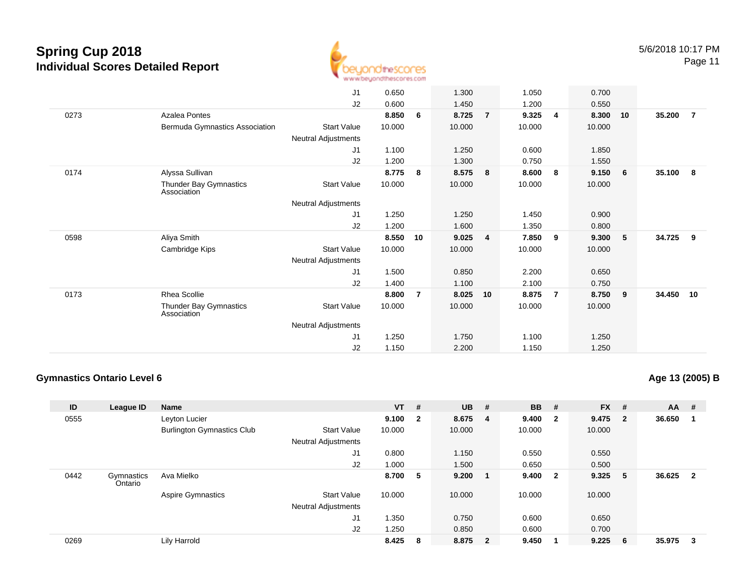# Spring Cup 2018
## Individual Scores Detailed Report

| ID | League ID | Name | | VT | # | UB | # | BB | # | FX | # | AA | # |
|---|---|---|---|---|---|---|---|---|---|---|---|---|---|
| | | | J1 | 0.650 | | 1.300 | | 1.050 | | 0.700 | | | |
| | | | J2 | 0.600 | | 1.450 | | 1.200 | | 0.550 | | | |
| 0273 | | Azalea Pontes | | **8.850** | **6** | **8.725** | **7** | **9.325** | **4** | **8.300** | **10** | **35.200** | **7** |
| | | Bermuda Gymnastics Association | Start Value | 10.000 | | 10.000 | | 10.000 | | 10.000 | | | |
| | | | Neutral Adjustments | | | | | | | | | | |
| | | | J1 | 1.100 | | 1.250 | | 0.600 | | 1.850 | | | |
| | | | J2 | 1.200 | | 1.300 | | 0.750 | | 1.550 | | | |
| 0174 | | Alyssa Sullivan | | **8.775** | **8** | **8.575** | **8** | **8.600** | **8** | **9.150** | **6** | **35.100** | **8** |
| | | Thunder Bay Gymnastics Association | Start Value | 10.000 | | 10.000 | | 10.000 | | 10.000 | | | |
| | | | Neutral Adjustments | | | | | | | | | | |
| | | | J1 | 1.250 | | 1.250 | | 1.450 | | 0.900 | | | |
| | | | J2 | 1.200 | | 1.600 | | 1.350 | | 0.800 | | | |
| 0598 | | Aliya Smith | | **8.550** | **10** | **9.025** | **4** | **7.850** | **9** | **9.300** | **5** | **34.725** | **9** |
| | | Cambridge Kips | Start Value | 10.000 | | 10.000 | | 10.000 | | 10.000 | | | |
| | | | Neutral Adjustments | | | | | | | | | | |
| | | | J1 | 1.500 | | 0.850 | | 2.200 | | 0.650 | | | |
| | | | J2 | 1.400 | | 1.100 | | 2.100 | | 0.750 | | | |
| 0173 | | Rhea Scollie | | **8.800** | **7** | **8.025** | **10** | **8.875** | **7** | **8.750** | **9** | **34.450** | **10** |
| | | Thunder Bay Gymnastics Association | Start Value | 10.000 | | 10.000 | | 10.000 | | 10.000 | | | |
| | | | Neutral Adjustments | | | | | | | | | | |
| | | | J1 | 1.250 | | 1.750 | | 1.100 | | 1.250 | | | |
| | | | J2 | 1.150 | | 2.200 | | 1.150 | | 1.250 | | | |

### Gymnastics Ontario Level 6

**Age 13 (2005) B**

| ID | League ID | Name | | VT | # | UB | # | BB | # | FX | # | AA | # |
|---|---|---|---|---|---|---|---|---|---|---|---|---|---|
| 0555 | | Leyton Lucier | | **9.100** | **2** | **8.675** | **4** | **9.400** | **2** | **9.475** | **2** | **36.650** | **1** |
| | | Burlington Gymnastics Club | Start Value | 10.000 | | 10.000 | | 10.000 | | 10.000 | | | |
| | | | Neutral Adjustments | | | | | | | | | | |
| | | | J1 | 0.800 | | 1.150 | | 0.550 | | 0.550 | | | |
| | | | J2 | 1.000 | | 1.500 | | 0.650 | | 0.500 | | | |
| 0442 | Gymnastics Ontario | Ava Mielko | | **8.700** | **5** | **9.200** | **1** | **9.400** | **2** | **9.325** | **5** | **36.625** | **2** |
| | | Aspire Gymnastics | Start Value | 10.000 | | 10.000 | | 10.000 | | 10.000 | | | |
| | | | Neutral Adjustments | | | | | | | | | | |
| | | | J1 | 1.350 | | 0.750 | | 0.600 | | 0.650 | | | |
| | | | J2 | 1.250 | | 0.850 | | 0.600 | | 0.700 | | | |
| 0269 | | Lily Harrold | | **8.425** | **8** | **8.875** | **2** | **9.450** | **1** | **9.225** | **6** | **35.975** | **3** |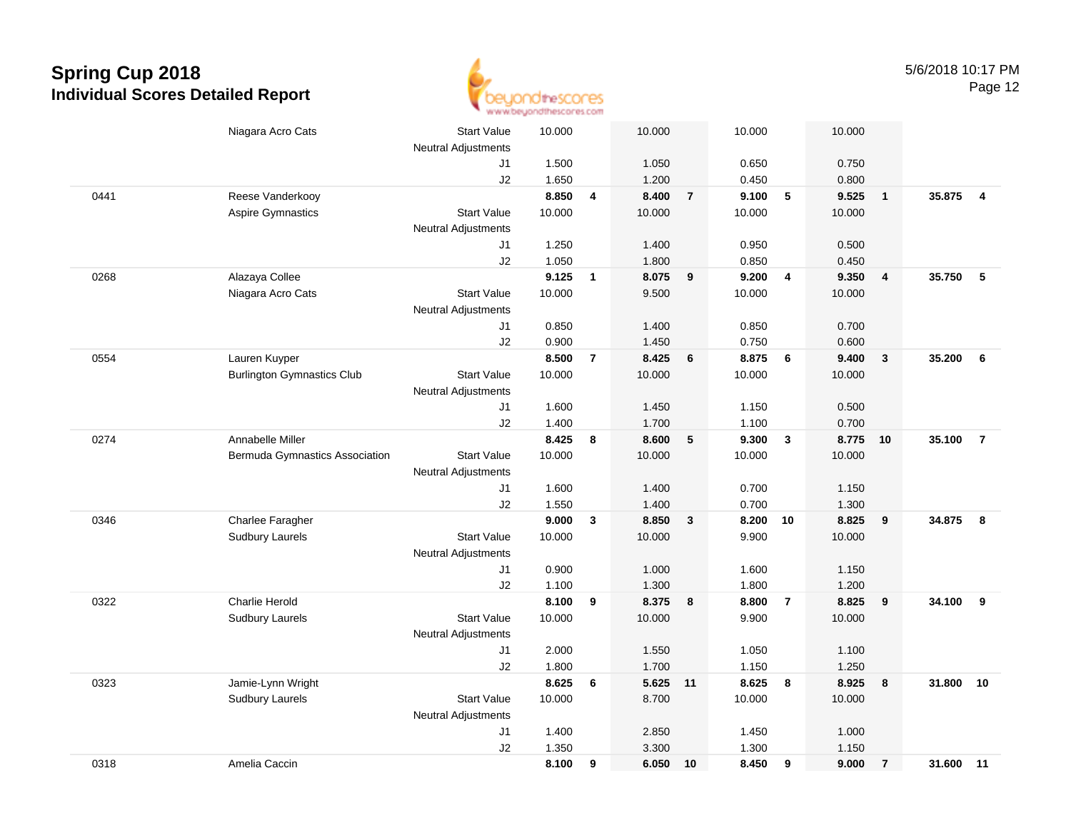# Spring Cup 2018

## Individual Scores Detailed Report

5/6/2018 10:17 PM

| | | | | | | | | | | | | |
|---|---|---|---|---|---|---|---|---|---|---|---|---|
| | Niagara Acro Cats | Start Value | 10.000 | | 10.000 | | 10.000 | | 10.000 | | | |
| | | Neutral Adjustments | | | | | | | | | | |
| | | J1 | 1.500 | | 1.050 | | 0.650 | | 0.750 | | | |
| | | J2 | 1.650 | | 1.200 | | 0.450 | | 0.800 | | | |
| 0441 | Reese Vanderkooy | | **8.850** | **4** | **8.400** | **7** | **9.100** | **5** | **9.525** | **1** | **35.875** | **4** |
| | Aspire Gymnastics | Start Value | 10.000 | | 10.000 | | 10.000 | | 10.000 | | | |
| | | Neutral Adjustments | | | | | | | | | | |
| | | J1 | 1.250 | | 1.400 | | 0.950 | | 0.500 | | | |
| | | J2 | 1.050 | | 1.800 | | 0.850 | | 0.450 | | | |
| 0268 | Alazaya Collee | | **9.125** | **1** | **8.075** | **9** | **9.200** | **4** | **9.350** | **4** | **35.750** | **5** |
| | Niagara Acro Cats | Start Value | 10.000 | | 9.500 | | 10.000 | | 10.000 | | | |
| | | Neutral Adjustments | | | | | | | | | | |
| | | J1 | 0.850 | | 1.400 | | 0.850 | | 0.700 | | | |
| | | J2 | 0.900 | | 1.450 | | 0.750 | | 0.600 | | | |
| 0554 | Lauren Kuyper | | **8.500** | **7** | **8.425** | **6** | **8.875** | **6** | **9.400** | **3** | **35.200** | **6** |
| | Burlington Gymnastics Club | Start Value | 10.000 | | 10.000 | | 10.000 | | 10.000 | | | |
| | | Neutral Adjustments | | | | | | | | | | |
| | | J1 | 1.600 | | 1.450 | | 1.150 | | 0.500 | | | |
| | | J2 | 1.400 | | 1.700 | | 1.100 | | 0.700 | | | |
| 0274 | Annabelle Miller | | **8.425** | **8** | **8.600** | **5** | **9.300** | **3** | **8.775** | **10** | **35.100** | **7** |
| | Bermuda Gymnastics Association | Start Value | 10.000 | | 10.000 | | 10.000 | | 10.000 | | | |
| | | Neutral Adjustments | | | | | | | | | | |
| | | J1 | 1.600 | | 1.400 | | 0.700 | | 1.150 | | | |
| | | J2 | 1.550 | | 1.400 | | 0.700 | | 1.300 | | | |
| 0346 | Charlee Faragher | | **9.000** | **3** | **8.850** | **3** | **8.200** | **10** | **8.825** | **9** | **34.875** | **8** |
| | Sudbury Laurels | Start Value | 10.000 | | 10.000 | | 9.900 | | 10.000 | | | |
| | | Neutral Adjustments | | | | | | | | | | |
| | | J1 | 0.900 | | 1.000 | | 1.600 | | 1.150 | | | |
| | | J2 | 1.100 | | 1.300 | | 1.800 | | 1.200 | | | |
| 0322 | Charlie Herold | | **8.100** | **9** | **8.375** | **8** | **8.800** | **7** | **8.825** | **9** | **34.100** | **9** |
| | Sudbury Laurels | Start Value | 10.000 | | 10.000 | | 9.900 | | 10.000 | | | |
| | | Neutral Adjustments | | | | | | | | | | |
| | | J1 | 2.000 | | 1.550 | | 1.050 | | 1.100 | | | |
| | | J2 | 1.800 | | 1.700 | | 1.150 | | 1.250 | | | |
| 0323 | Jamie-Lynn Wright | | **8.625** | **6** | **5.625** | **11** | **8.625** | **8** | **8.925** | **8** | **31.800** | **10** |
| | Sudbury Laurels | Start Value | 10.000 | | 8.700 | | 10.000 | | 10.000 | | | |
| | | Neutral Adjustments | | | | | | | | | | |
| | | J1 | 1.400 | | 2.850 | | 1.450 | | 1.000 | | | |
| | | J2 | 1.350 | | 3.300 | | 1.300 | | 1.150 | | | |
| 0318 | Amelia Caccin | | **8.100** | **9** | **6.050** | **10** | **8.450** | **9** | **9.000** | **7** | **31.600** | **11** |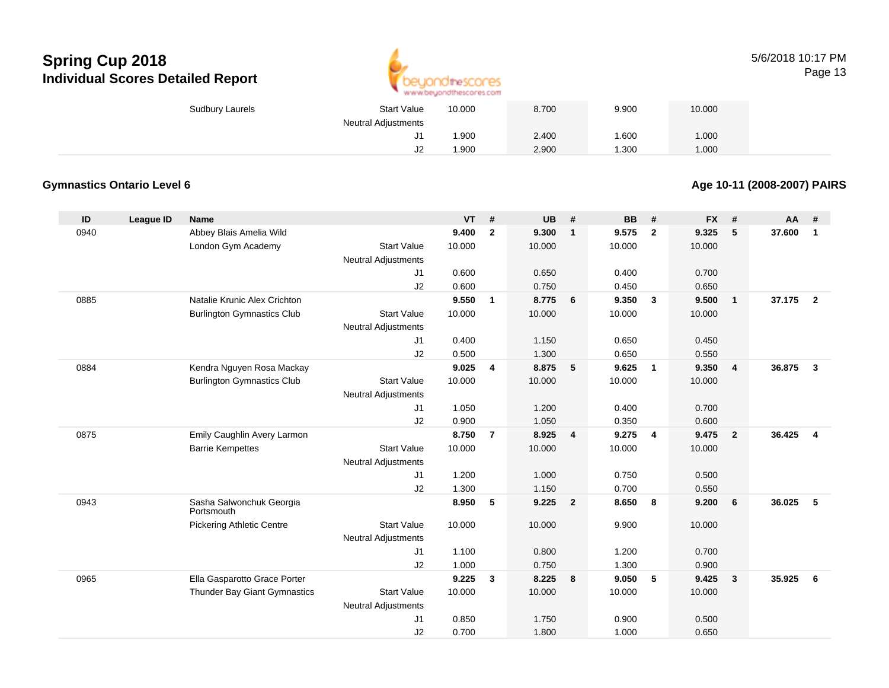| | | | | | | | |
|---|---|---|---|---|---|---|---|
| Sudbury Laurels | Start Value | 10.000 | 8.700 | 9.900 | 10.000 | | |
| | Neutral Adjustments | | | | | | |
| | J1 | 1.900 | 2.400 | 1.600 | 1.000 | | |
| | J2 | 1.900 | 2.900 | 1.300 | 1.000 | | |

## Gymnastics Ontario Level 6

**Age 10-11 (2008-2007) PAIRS**

| ID | League ID | Name | | VT | # | UB | # | BB | # | FX | # | AA | # |
|---|---|---|---|---|---|---|---|---|---|---|---|---|---|
| 0940 | | Abbey Blais Amelia Wild | | **9.400** | **2** | **9.300** | **1** | **9.575** | **2** | **9.325** | **5** | **37.600** | **1** |
| | | London Gym Academy | Start Value | 10.000 | | 10.000 | | 10.000 | | 10.000 | | | |
| | | | Neutral Adjustments | | | | | | | | | | |
| | | | J1 | 0.600 | | 0.650 | | 0.400 | | 0.700 | | | |
| | | | J2 | 0.600 | | 0.750 | | 0.450 | | 0.650 | | | |
| 0885 | | Natalie Krunic Alex Crichton | | **9.550** | **1** | **8.775** | **6** | **9.350** | **3** | **9.500** | **1** | **37.175** | **2** |
| | | Burlington Gymnastics Club | Start Value | 10.000 | | 10.000 | | 10.000 | | 10.000 | | | |
| | | | Neutral Adjustments | | | | | | | | | | |
| | | | J1 | 0.400 | | 1.150 | | 0.650 | | 0.450 | | | |
| | | | J2 | 0.500 | | 1.300 | | 0.650 | | 0.550 | | | |
| 0884 | | Kendra Nguyen Rosa Mackay | | **9.025** | **4** | **8.875** | **5** | **9.625** | **1** | **9.350** | **4** | **36.875** | **3** |
| | | Burlington Gymnastics Club | Start Value | 10.000 | | 10.000 | | 10.000 | | 10.000 | | | |
| | | | Neutral Adjustments | | | | | | | | | | |
| | | | J1 | 1.050 | | 1.200 | | 0.400 | | 0.700 | | | |
| | | | J2 | 0.900 | | 1.050 | | 0.350 | | 0.600 | | | |
| 0875 | | Emily Caughlin Avery Larmon | | **8.750** | **7** | **8.925** | **4** | **9.275** | **4** | **9.475** | **2** | **36.425** | **4** |
| | | Barrie Kempettes | Start Value | 10.000 | | 10.000 | | 10.000 | | 10.000 | | | |
| | | | Neutral Adjustments | | | | | | | | | | |
| | | | J1 | 1.200 | | 1.000 | | 0.750 | | 0.500 | | | |
| | | | J2 | 1.300 | | 1.150 | | 0.700 | | 0.550 | | | |
| 0943 | | Sasha Salwonchuk Georgia Portsmouth | | **8.950** | **5** | **9.225** | **2** | **8.650** | **8** | **9.200** | **6** | **36.025** | **5** |
| | | Pickering Athletic Centre | Start Value | 10.000 | | 10.000 | | 9.900 | | 10.000 | | | |
| | | | Neutral Adjustments | | | | | | | | | | |
| | | | J1 | 1.100 | | 0.800 | | 1.200 | | 0.700 | | | |
| | | | J2 | 1.000 | | 0.750 | | 1.300 | | 0.900 | | | |
| 0965 | | Ella Gasparotto Grace Porter | | **9.225** | **3** | **8.225** | **8** | **9.050** | **5** | **9.425** | **3** | **35.925** | **6** |
| | | Thunder Bay Giant Gymnastics | Start Value | 10.000 | | 10.000 | | 10.000 | | 10.000 | | | |
| | | | Neutral Adjustments | | | | | | | | | | |
| | | | J1 | 0.850 | | 1.750 | | 0.900 | | 0.500 | | | |
| | | | J2 | 0.700 | | 1.800 | | 1.000 | | 0.650 | | | |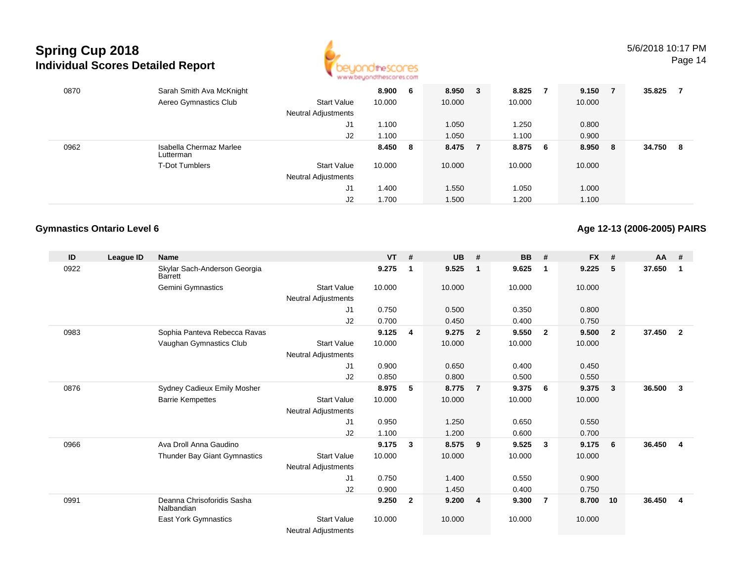# Spring Cup 2018
## Individual Scores Detailed Report

5/6/2018 10:17 PM

| ID | League ID | Name | | VT | # | UB | # | BB | # | FX | # | AA | # |
|---|---|---|---|---|---|---|---|---|---|---|---|---|---|
| 0870 | | Sarah Smith Ava McKnight | | **8.900** | **6** | **8.950** | **3** | **8.825** | **7** | **9.150** | **7** | **35.825** | **7** |
| | | Aereo Gymnastics Club | Start Value | 10.000 | | 10.000 | | 10.000 | | 10.000 | | | |
| | | | Neutral Adjustments | | | | | | | | | | |
| | | | J1 | 1.100 | | 1.050 | | 1.250 | | 0.800 | | | |
| | | | J2 | 1.100 | | 1.050 | | 1.100 | | 0.900 | | | |
| 0962 | | Isabella Chermaz Marlee Lutterman | | **8.450** | **8** | **8.475** | **7** | **8.875** | **6** | **8.950** | **8** | **34.750** | **8** |
| | | T-Dot Tumblers | Start Value | 10.000 | | 10.000 | | 10.000 | | 10.000 | | | |
| | | | Neutral Adjustments | | | | | | | | | | |
| | | | J1 | 1.400 | | 1.550 | | 1.050 | | 1.000 | | | |
| | | | J2 | 1.700 | | 1.500 | | 1.200 | | 1.100 | | | |

### Gymnastics Ontario Level 6

### Age 12-13 (2006-2005) PAIRS

| ID | League ID | Name | | VT | # | UB | # | BB | # | FX | # | AA | # |
|---|---|---|---|---|---|---|---|---|---|---|---|---|---|
| 0922 | | Skylar Sach-Anderson Georgia Barrett | | **9.275** | **1** | **9.525** | **1** | **9.625** | **1** | **9.225** | **5** | **37.650** | **1** |
| | | Gemini Gymnastics | Start Value | 10.000 | | 10.000 | | 10.000 | | 10.000 | | | |
| | | | Neutral Adjustments | | | | | | | | | | |
| | | | J1 | 0.750 | | 0.500 | | 0.350 | | 0.800 | | | |
| | | | J2 | 0.700 | | 0.450 | | 0.400 | | 0.750 | | | |
| 0983 | | Sophia Panteva Rebecca Ravas | | **9.125** | **4** | **9.275** | **2** | **9.550** | **2** | **9.500** | **2** | **37.450** | **2** |
| | | Vaughan Gymnastics Club | Start Value | 10.000 | | 10.000 | | 10.000 | | 10.000 | | | |
| | | | Neutral Adjustments | | | | | | | | | | |
| | | | J1 | 0.900 | | 0.650 | | 0.400 | | 0.450 | | | |
| | | | J2 | 0.850 | | 0.800 | | 0.500 | | 0.550 | | | |
| 0876 | | Sydney Cadieux Emily Mosher | | **8.975** | **5** | **8.775** | **7** | **9.375** | **6** | **9.375** | **3** | **36.500** | **3** |
| | | Barrie Kempettes | Start Value | 10.000 | | 10.000 | | 10.000 | | 10.000 | | | |
| | | | Neutral Adjustments | | | | | | | | | | |
| | | | J1 | 0.950 | | 1.250 | | 0.650 | | 0.550 | | | |
| | | | J2 | 1.100 | | 1.200 | | 0.600 | | 0.700 | | | |
| 0966 | | Ava Droll Anna Gaudino | | **9.175** | **3** | **8.575** | **9** | **9.525** | **3** | **9.175** | **6** | **36.450** | **4** |
| | | Thunder Bay Giant Gymnastics | Start Value | 10.000 | | 10.000 | | 10.000 | | 10.000 | | | |
| | | | Neutral Adjustments | | | | | | | | | | |
| | | | J1 | 0.750 | | 1.400 | | 0.550 | | 0.900 | | | |
| | | | J2 | 0.900 | | 1.450 | | 0.400 | | 0.750 | | | |
| 0991 | | Deanna Chrisoforidis Sasha Nalbandian | | **9.250** | **2** | **9.200** | **4** | **9.300** | **7** | **8.700** | **10** | **36.450** | **4** |
| | | East York Gymnastics | Start Value | 10.000 | | 10.000 | | 10.000 | | 10.000 | | | |
| | | | Neutral Adjustments | | | | | | | | | | |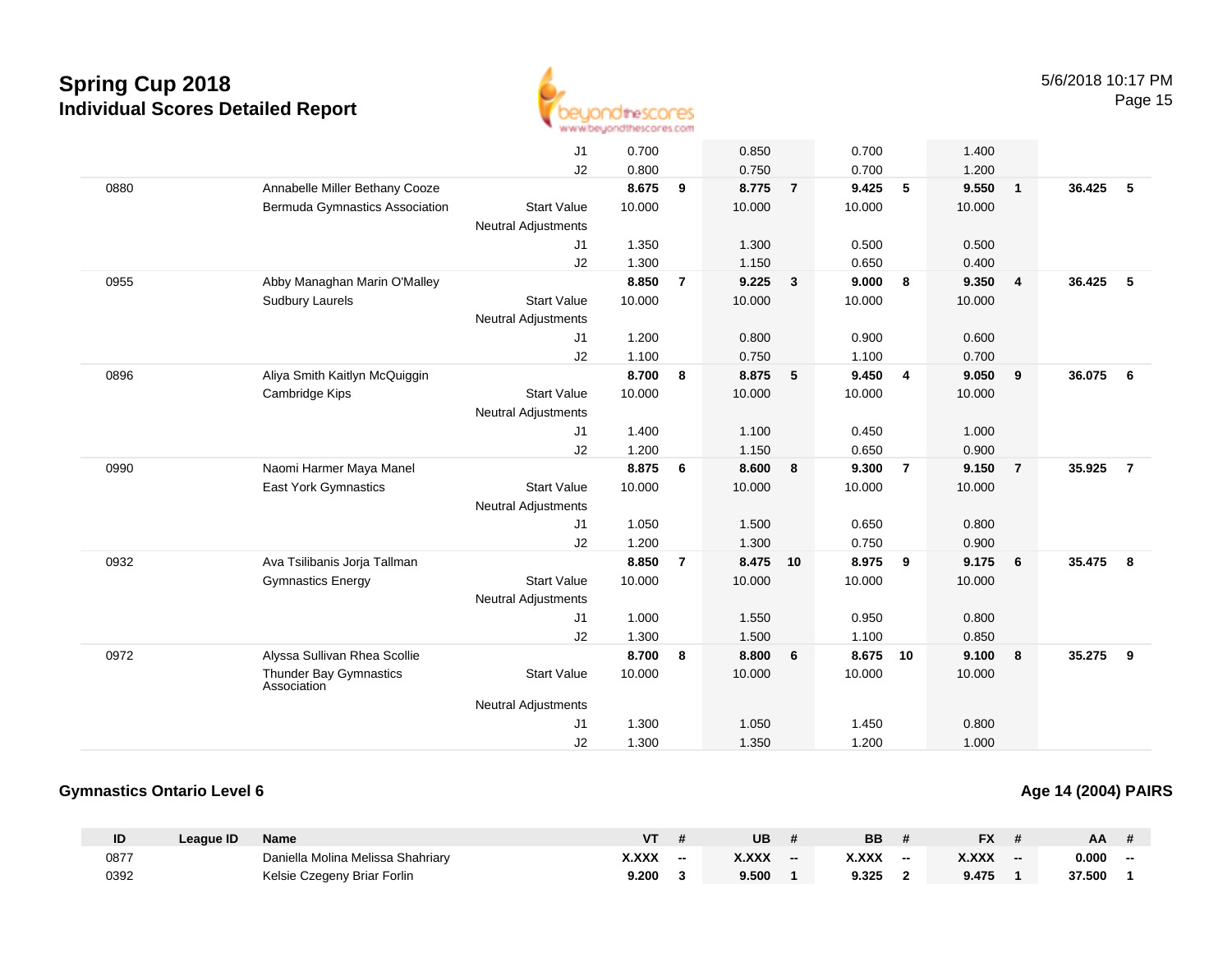# Spring Cup 2018
## Individual Scores Detailed Report

5/6/2018 10:17 PM

| ID | League ID | Name | | VT | # | UB | # | BB | # | FX | # | AA | # |
|---|---|---|---|---|---|---|---|---|---|---|---|---|---|
| | | | J1 | 0.700 | | 0.850 | | 0.700 | | 1.400 | | | |
| | | | J2 | 0.800 | | 0.750 | | 0.700 | | 1.200 | | | |
| 0880 | | Annabelle Miller Bethany Cooze | | **8.675** | **9** | **8.775** | **7** | **9.425** | **5** | **9.550** | **1** | **36.425** | **5** |
| | | Bermuda Gymnastics Association | Start Value | 10.000 | | 10.000 | | 10.000 | | 10.000 | | | |
| | | | Neutral Adjustments | | | | | | | | | | |
| | | | J1 | 1.350 | | 1.300 | | 0.500 | | 0.500 | | | |
| | | | J2 | 1.300 | | 1.150 | | 0.650 | | 0.400 | | | |
| 0955 | | Abby Managhan Marin O'Malley | | **8.850** | **7** | **9.225** | **3** | **9.000** | **8** | **9.350** | **4** | **36.425** | **5** |
| | | Sudbury Laurels | Start Value | 10.000 | | 10.000 | | 10.000 | | 10.000 | | | |
| | | | Neutral Adjustments | | | | | | | | | | |
| | | | J1 | 1.200 | | 0.800 | | 0.900 | | 0.600 | | | |
| | | | J2 | 1.100 | | 0.750 | | 1.100 | | 0.700 | | | |
| 0896 | | Aliya Smith Kaitlyn McQuiggin | | **8.700** | **8** | **8.875** | **5** | **9.450** | **4** | **9.050** | **9** | **36.075** | **6** |
| | | Cambridge Kips | Start Value | 10.000 | | 10.000 | | 10.000 | | 10.000 | | | |
| | | | Neutral Adjustments | | | | | | | | | | |
| | | | J1 | 1.400 | | 1.100 | | 0.450 | | 1.000 | | | |
| | | | J2 | 1.200 | | 1.150 | | 0.650 | | 0.900 | | | |
| 0990 | | Naomi Harmer Maya Manel | | **8.875** | **6** | **8.600** | **8** | **9.300** | **7** | **9.150** | **7** | **35.925** | **7** |
| | | East York Gymnastics | Start Value | 10.000 | | 10.000 | | 10.000 | | 10.000 | | | |
| | | | Neutral Adjustments | | | | | | | | | | |
| | | | J1 | 1.050 | | 1.500 | | 0.650 | | 0.800 | | | |
| | | | J2 | 1.200 | | 1.300 | | 0.750 | | 0.900 | | | |
| 0932 | | Ava Tsilibanis Jorja Tallman | | **8.850** | **7** | **8.475** | **10** | **8.975** | **9** | **9.175** | **6** | **35.475** | **8** |
| | | Gymnastics Energy | Start Value | 10.000 | | 10.000 | | 10.000 | | 10.000 | | | |
| | | | Neutral Adjustments | | | | | | | | | | |
| | | | J1 | 1.000 | | 1.550 | | 0.950 | | 0.800 | | | |
| | | | J2 | 1.300 | | 1.500 | | 1.100 | | 0.850 | | | |
| 0972 | | Alyssa Sullivan Rhea Scollie | | **8.700** | **8** | **8.800** | **6** | **8.675** | **10** | **9.100** | **8** | **35.275** | **9** |
| | | Thunder Bay Gymnastics Association | Start Value | 10.000 | | 10.000 | | 10.000 | | 10.000 | | | |
| | | | Neutral Adjustments | | | | | | | | | | |
| | | | J1 | 1.300 | | 1.050 | | 1.450 | | 0.800 | | | |
| | | | J2 | 1.300 | | 1.350 | | 1.200 | | 1.000 | | | |

### Gymnastics Ontario Level 6

**Age 14 (2004) PAIRS**

| ID | League ID | Name | VT | # | UB | # | BB | # | FX | # | AA | # |
|---|---|---|---|---|---|---|---|---|---|---|---|---|
| 0877 | | Daniella Molina Melissa Shahriary | **X.XXX** | **--** | **X.XXX** | **--** | **X.XXX** | **--** | **X.XXX** | **--** | **0.000** | **--** |
| 0392 | | Kelsie Czegeny Briar Forlin | **9.200** | **3** | **9.500** | **1** | **9.325** | **2** | **9.475** | **1** | **37.500** | **1** |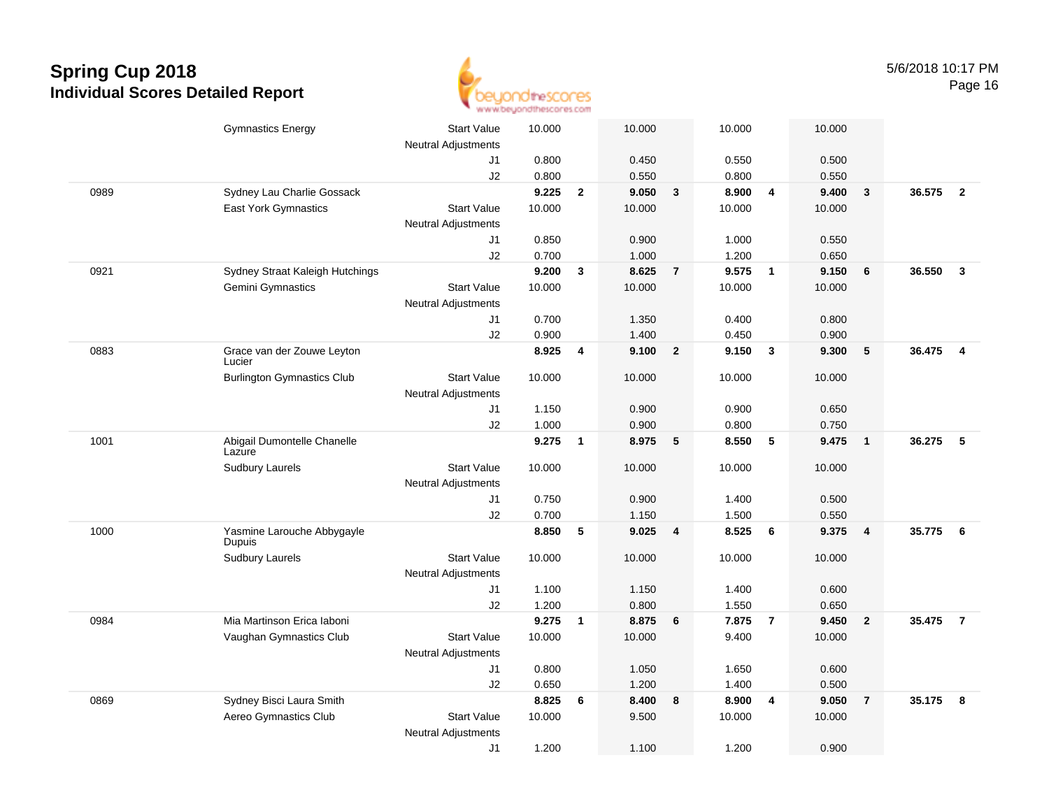# Spring Cup 2018

## Individual Scores Detailed Report

5/6/2018 10:17 PM

| # | Name / Club | | Score | Rank | Score | Rank | Score | Rank | Score | Rank | AA | Rank |
|---|---|---|---|---|---|---|---|---|---|---|---|---|
| | Gymnastics Energy | Start Value | 10.000 | | 10.000 | | 10.000 | | 10.000 | | | |
| | | Neutral Adjustments | | | | | | | | | | |
| | | J1 | 0.800 | | 0.450 | | 0.550 | | 0.500 | | | |
| | | J2 | 0.800 | | 0.550 | | 0.800 | | 0.550 | | | |
| 0989 | Sydney Lau Charlie Gossack | | **9.225** | **2** | **9.050** | **3** | **8.900** | **4** | **9.400** | **3** | **36.575** | **2** |
| | East York Gymnastics | Start Value | 10.000 | | 10.000 | | 10.000 | | 10.000 | | | |
| | | Neutral Adjustments | | | | | | | | | | |
| | | J1 | 0.850 | | 0.900 | | 1.000 | | 0.550 | | | |
| | | J2 | 0.700 | | 1.000 | | 1.200 | | 0.650 | | | |
| 0921 | Sydney Straat Kaleigh Hutchings | | **9.200** | **3** | **8.625** | **7** | **9.575** | **1** | **9.150** | **6** | **36.550** | **3** |
| | Gemini Gymnastics | Start Value | 10.000 | | 10.000 | | 10.000 | | 10.000 | | | |
| | | Neutral Adjustments | | | | | | | | | | |
| | | J1 | 0.700 | | 1.350 | | 0.400 | | 0.800 | | | |
| | | J2 | 0.900 | | 1.400 | | 0.450 | | 0.900 | | | |
| 0883 | Grace van der Zouwe Leyton Lucier | | **8.925** | **4** | **9.100** | **2** | **9.150** | **3** | **9.300** | **5** | **36.475** | **4** |
| | Burlington Gymnastics Club | Start Value | 10.000 | | 10.000 | | 10.000 | | 10.000 | | | |
| | | Neutral Adjustments | | | | | | | | | | |
| | | J1 | 1.150 | | 0.900 | | 0.900 | | 0.650 | | | |
| | | J2 | 1.000 | | 0.900 | | 0.800 | | 0.750 | | | |
| 1001 | Abigail Dumontelle Chanelle Lazure | | **9.275** | **1** | **8.975** | **5** | **8.550** | **5** | **9.475** | **1** | **36.275** | **5** |
| | Sudbury Laurels | Start Value | 10.000 | | 10.000 | | 10.000 | | 10.000 | | | |
| | | Neutral Adjustments | | | | | | | | | | |
| | | J1 | 0.750 | | 0.900 | | 1.400 | | 0.500 | | | |
| | | J2 | 0.700 | | 1.150 | | 1.500 | | 0.550 | | | |
| 1000 | Yasmine Larouche Abbygayle Dupuis | | **8.850** | **5** | **9.025** | **4** | **8.525** | **6** | **9.375** | **4** | **35.775** | **6** |
| | Sudbury Laurels | Start Value | 10.000 | | 10.000 | | 10.000 | | 10.000 | | | |
| | | Neutral Adjustments | | | | | | | | | | |
| | | J1 | 1.100 | | 1.150 | | 1.400 | | 0.600 | | | |
| | | J2 | 1.200 | | 0.800 | | 1.550 | | 0.650 | | | |
| 0984 | Mia Martinson Erica Iaboni | | **9.275** | **1** | **8.875** | **6** | **7.875** | **7** | **9.450** | **2** | **35.475** | **7** |
| | Vaughan Gymnastics Club | Start Value | 10.000 | | 10.000 | | 9.400 | | 10.000 | | | |
| | | Neutral Adjustments | | | | | | | | | | |
| | | J1 | 0.800 | | 1.050 | | 1.650 | | 0.600 | | | |
| | | J2 | 0.650 | | 1.200 | | 1.400 | | 0.500 | | | |
| 0869 | Sydney Bisci Laura Smith | | **8.825** | **6** | **8.400** | **8** | **8.900** | **4** | **9.050** | **7** | **35.175** | **8** |
| | Aereo Gymnastics Club | Start Value | 10.000 | | 9.500 | | 10.000 | | 10.000 | | | |
| | | Neutral Adjustments | | | | | | | | | | |
| | | J1 | 1.200 | | 1.100 | | 1.200 | | 0.900 | | | |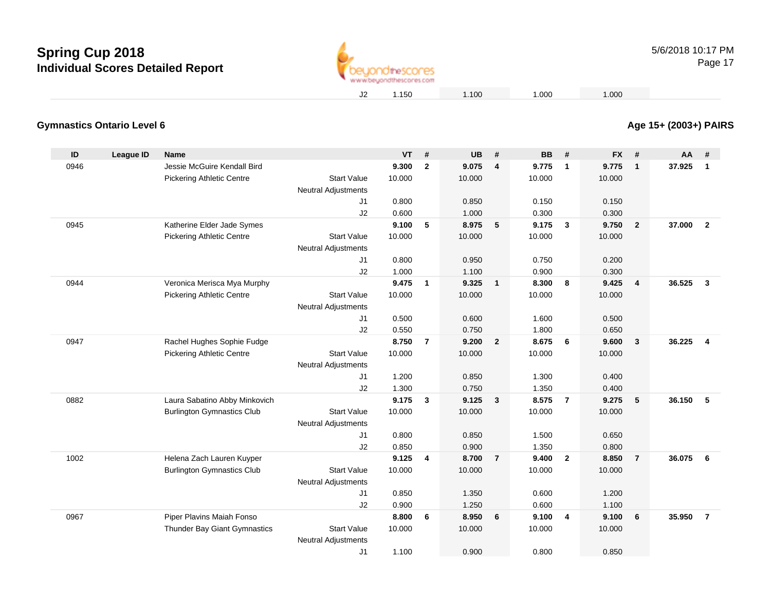# Spring Cup 2018

## Individual Scores Detailed Report

| | | | | | | | | | | | |
|---|---|---|---|---|---|---|---|---|---|---|---|
| J2 | 1.150 | | 1.100 | | 1.000 | | 1.000 | | | | |

### Gymnastics Ontario Level 6

### Age 15+ (2003+) PAIRS

| ID | League ID | Name | | VT | # | UB | # | BB | # | FX | # | AA | # |
|---|---|---|---|---|---|---|---|---|---|---|---|---|---|
| 0946 | | Jessie McGuire Kendall Bird | | **9.300** | **2** | **9.075** | **4** | **9.775** | **1** | **9.775** | **1** | **37.925** | **1** |
| | | Pickering Athletic Centre | Start Value | 10.000 | | 10.000 | | 10.000 | | 10.000 | | | |
| | | | Neutral Adjustments | | | | | | | | | | |
| | | | J1 | 0.800 | | 0.850 | | 0.150 | | 0.150 | | | |
| | | | J2 | 0.600 | | 1.000 | | 0.300 | | 0.300 | | | |
| 0945 | | Katherine Elder Jade Symes | | **9.100** | **5** | **8.975** | **5** | **9.175** | **3** | **9.750** | **2** | **37.000** | **2** |
| | | Pickering Athletic Centre | Start Value | 10.000 | | 10.000 | | 10.000 | | 10.000 | | | |
| | | | Neutral Adjustments | | | | | | | | | | |
| | | | J1 | 0.800 | | 0.950 | | 0.750 | | 0.200 | | | |
| | | | J2 | 1.000 | | 1.100 | | 0.900 | | 0.300 | | | |
| 0944 | | Veronica Merisca Mya Murphy | | **9.475** | **1** | **9.325** | **1** | **8.300** | **8** | **9.425** | **4** | **36.525** | **3** |
| | | Pickering Athletic Centre | Start Value | 10.000 | | 10.000 | | 10.000 | | 10.000 | | | |
| | | | Neutral Adjustments | | | | | | | | | | |
| | | | J1 | 0.500 | | 0.600 | | 1.600 | | 0.500 | | | |
| | | | J2 | 0.550 | | 0.750 | | 1.800 | | 0.650 | | | |
| 0947 | | Rachel Hughes Sophie Fudge | | **8.750** | **7** | **9.200** | **2** | **8.675** | **6** | **9.600** | **3** | **36.225** | **4** |
| | | Pickering Athletic Centre | Start Value | 10.000 | | 10.000 | | 10.000 | | 10.000 | | | |
| | | | Neutral Adjustments | | | | | | | | | | |
| | | | J1 | 1.200 | | 0.850 | | 1.300 | | 0.400 | | | |
| | | | J2 | 1.300 | | 0.750 | | 1.350 | | 0.400 | | | |
| 0882 | | Laura Sabatino Abby Minkovich | | **9.175** | **3** | **9.125** | **3** | **8.575** | **7** | **9.275** | **5** | **36.150** | **5** |
| | | Burlington Gymnastics Club | Start Value | 10.000 | | 10.000 | | 10.000 | | 10.000 | | | |
| | | | Neutral Adjustments | | | | | | | | | | |
| | | | J1 | 0.800 | | 0.850 | | 1.500 | | 0.650 | | | |
| | | | J2 | 0.850 | | 0.900 | | 1.350 | | 0.800 | | | |
| 1002 | | Helena Zach Lauren Kuyper | | **9.125** | **4** | **8.700** | **7** | **9.400** | **2** | **8.850** | **7** | **36.075** | **6** |
| | | Burlington Gymnastics Club | Start Value | 10.000 | | 10.000 | | 10.000 | | 10.000 | | | |
| | | | Neutral Adjustments | | | | | | | | | | |
| | | | J1 | 0.850 | | 1.350 | | 0.600 | | 1.200 | | | |
| | | | J2 | 0.900 | | 1.250 | | 0.600 | | 1.100 | | | |
| 0967 | | Piper Plavins Maiah Fonso | | **8.800** | **6** | **8.950** | **6** | **9.100** | **4** | **9.100** | **6** | **35.950** | **7** |
| | | Thunder Bay Giant Gymnastics | Start Value | 10.000 | | 10.000 | | 10.000 | | 10.000 | | | |
| | | | Neutral Adjustments | | | | | | | | | | |
| | | | J1 | 1.100 | | 0.900 | | 0.800 | | 0.850 | | | |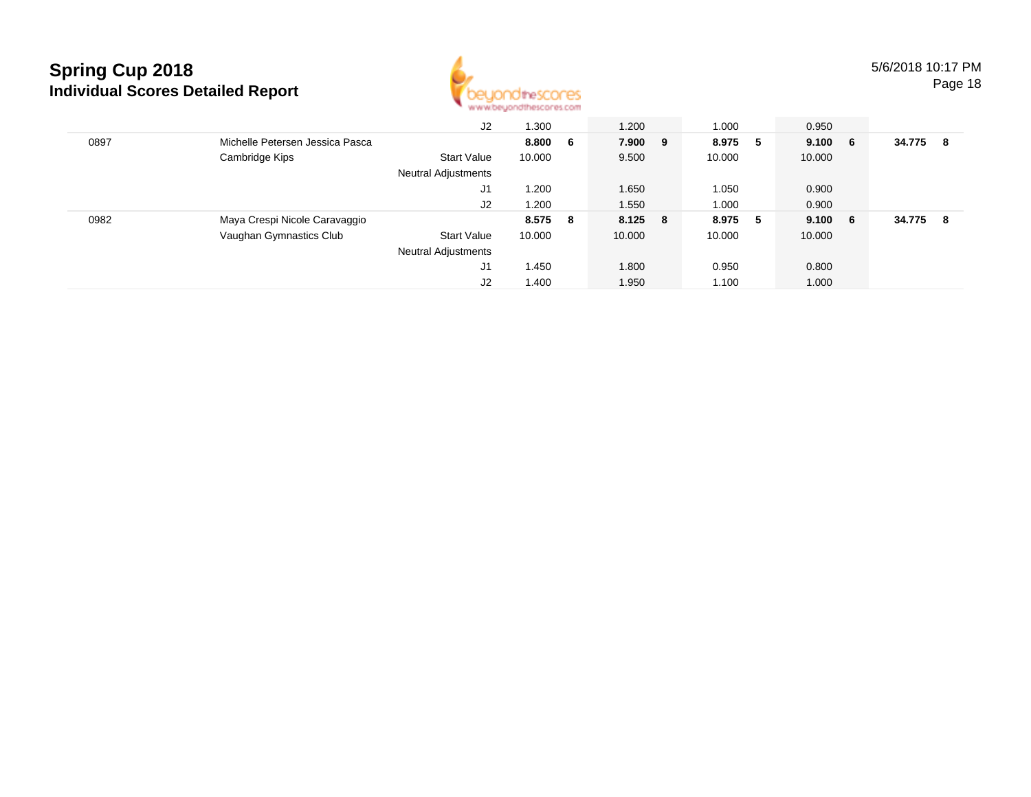# Spring Cup 2018
## Individual Scores Detailed Report

| | | | | | | | | | | | | |
|---|---|---|---|---|---|---|---|---|---|---|---|---|
| | | J2 | 1.300 | | 1.200 | | 1.000 | | 0.950 | | | |
| 0897 | Michelle Petersen Jessica Pasca | | **8.800** | **6** | **7.900** | **9** | **8.975** | **5** | **9.100** | **6** | **34.775** | **8** |
| | Cambridge Kips | Start Value | 10.000 | | 9.500 | | 10.000 | | 10.000 | | | |
| | | Neutral Adjustments | | | | | | | | | | |
| | | J1 | 1.200 | | 1.650 | | 1.050 | | 0.900 | | | |
| | | J2 | 1.200 | | 1.550 | | 1.000 | | 0.900 | | | |
| 0982 | Maya Crespi Nicole Caravaggio | | **8.575** | **8** | **8.125** | **8** | **8.975** | **5** | **9.100** | **6** | **34.775** | **8** |
| | Vaughan Gymnastics Club | Start Value | 10.000 | | 10.000 | | 10.000 | | 10.000 | | | |
| | | Neutral Adjustments | | | | | | | | | | |
| | | J1 | 1.450 | | 1.800 | | 0.950 | | 0.800 | | | |
| | | J2 | 1.400 | | 1.950 | | 1.100 | | 1.000 | | | |